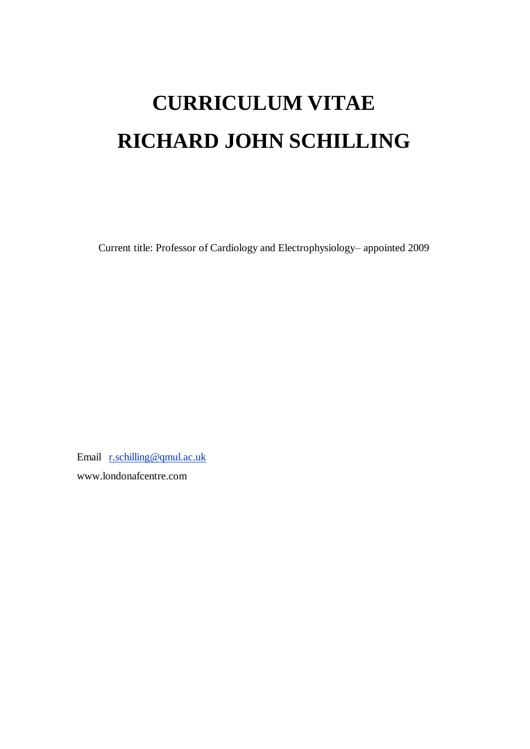# CURRICULUM VITAE
# RICHARD JOHN SCHILLING

Current title: Professor of Cardiology and Electrophysiology– appointed 2009

Email [r.schilling@qmul.ac.uk](mailto:r.schilling@qmul.ac.uk)

www.londonafcentre.com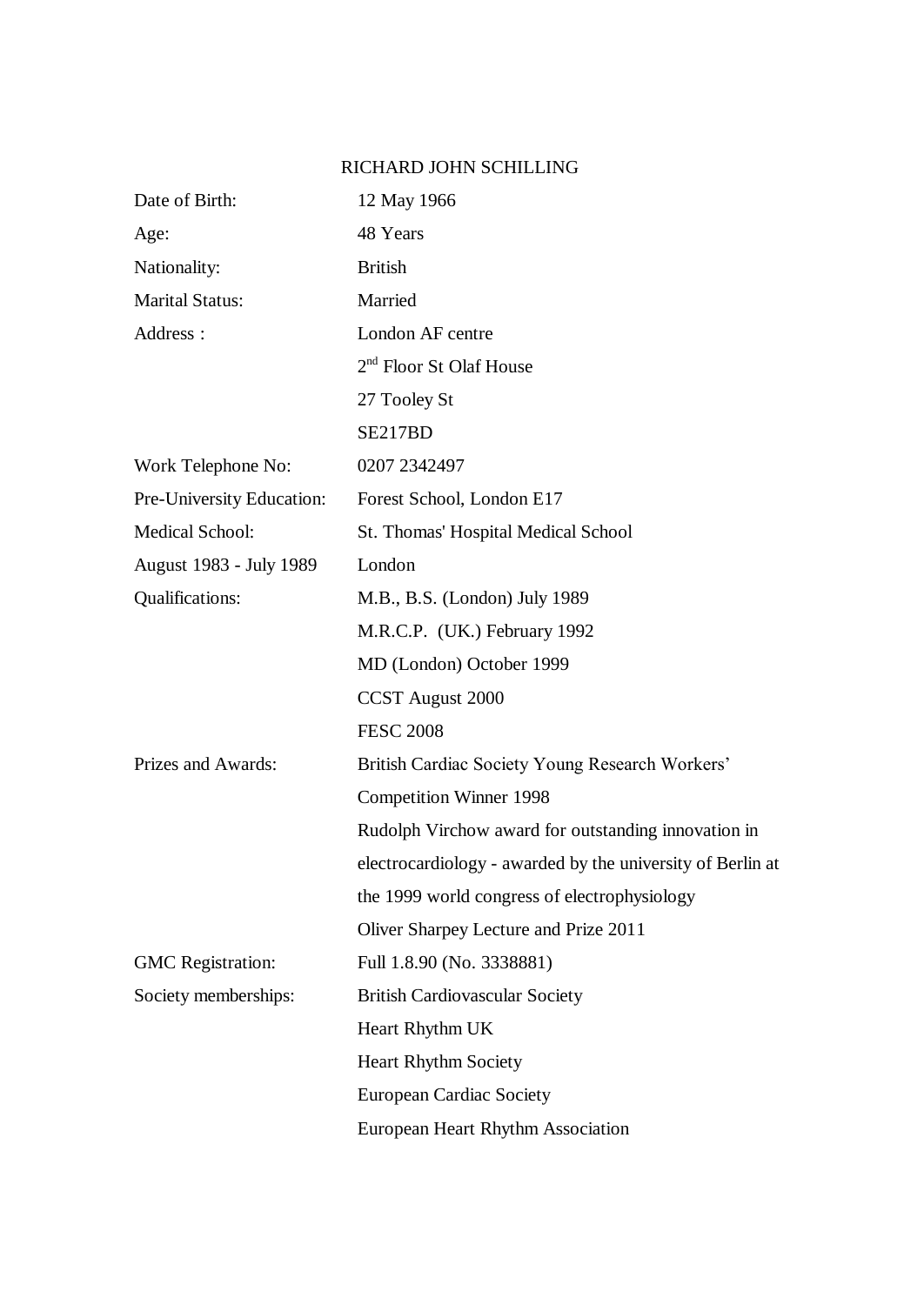# RICHARD JOHN SCHILLING

| | |
|---|---|
| Date of Birth: | 12 May 1966 |
| Age: | 48 Years |
| Nationality: | British |
| Marital Status: | Married |
| Address : | London AF centre<br>2nd Floor St Olaf House<br>27 Tooley St<br>SE217BD |
| Work Telephone No: | 0207 2342497 |
| Pre-University Education: | Forest School, London E17 |
| Medical School:<br>August 1983 - July 1989 | St. Thomas' Hospital Medical School<br>London |
| Qualifications: | M.B., B.S. (London) July 1989<br>M.R.C.P. (UK.) February 1992<br>MD (London) October 1999<br>CCST August 2000<br>FESC 2008 |
| Prizes and Awards: | British Cardiac Society Young Research Workers' Competition Winner 1998<br>Rudolph Virchow award for outstanding innovation in electrocardiology - awarded by the university of Berlin at the 1999 world congress of electrophysiology<br>Oliver Sharpey Lecture and Prize 2011 |
| GMC Registration: | Full 1.8.90 (No. 3338881) |
| Society memberships: | British Cardiovascular Society<br>Heart Rhythm UK<br>Heart Rhythm Society<br>European Cardiac Society<br>European Heart Rhythm Association |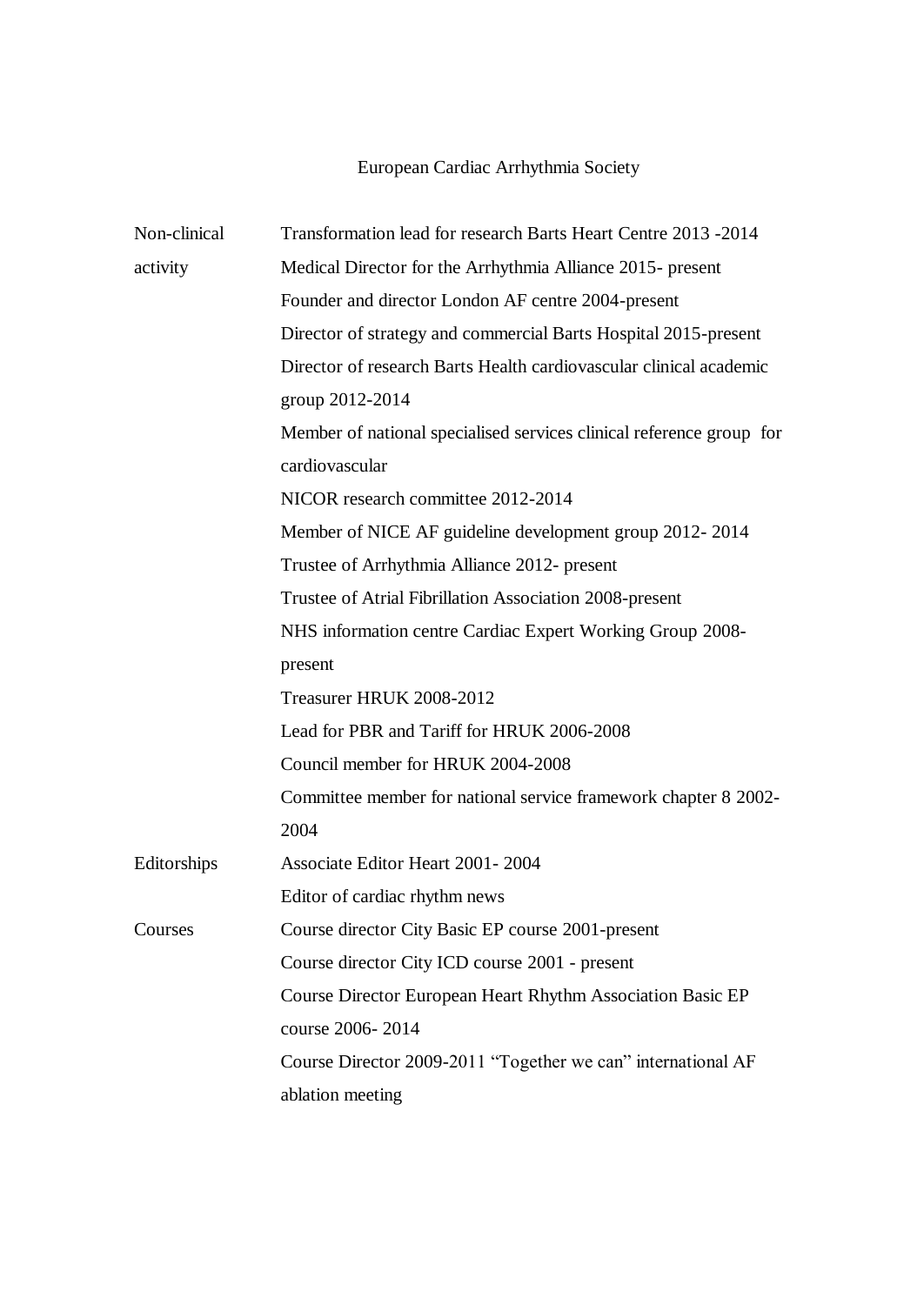European Cardiac Arrhythmia Society

| | |
|---|---|
| Non-clinical activity | Transformation lead for research Barts Heart Centre 2013 -2014 |
| | Medical Director for the Arrhythmia Alliance 2015- present |
| | Founder and director London AF centre 2004-present |
| | Director of strategy and commercial Barts Hospital 2015-present |
| | Director of research Barts Health cardiovascular clinical academic group 2012-2014 |
| | Member of national specialised services clinical reference group for cardiovascular |
| | NICOR research committee 2012-2014 |
| | Member of NICE AF guideline development group 2012- 2014 |
| | Trustee of Arrhythmia Alliance 2012- present |
| | Trustee of Atrial Fibrillation Association 2008-present |
| | NHS information centre Cardiac Expert Working Group 2008-present |
| | Treasurer HRUK 2008-2012 |
| | Lead for PBR and Tariff for HRUK 2006-2008 |
| | Council member for HRUK 2004-2008 |
| | Committee member for national service framework chapter 8 2002-2004 |
| Editorships | Associate Editor Heart 2001- 2004 |
| | Editor of cardiac rhythm news |
| Courses | Course director City Basic EP course 2001-present |
| | Course director City ICD course 2001 - present |
| | Course Director European Heart Rhythm Association Basic EP course 2006- 2014 |
| | Course Director 2009-2011 “Together we can” international AF ablation meeting |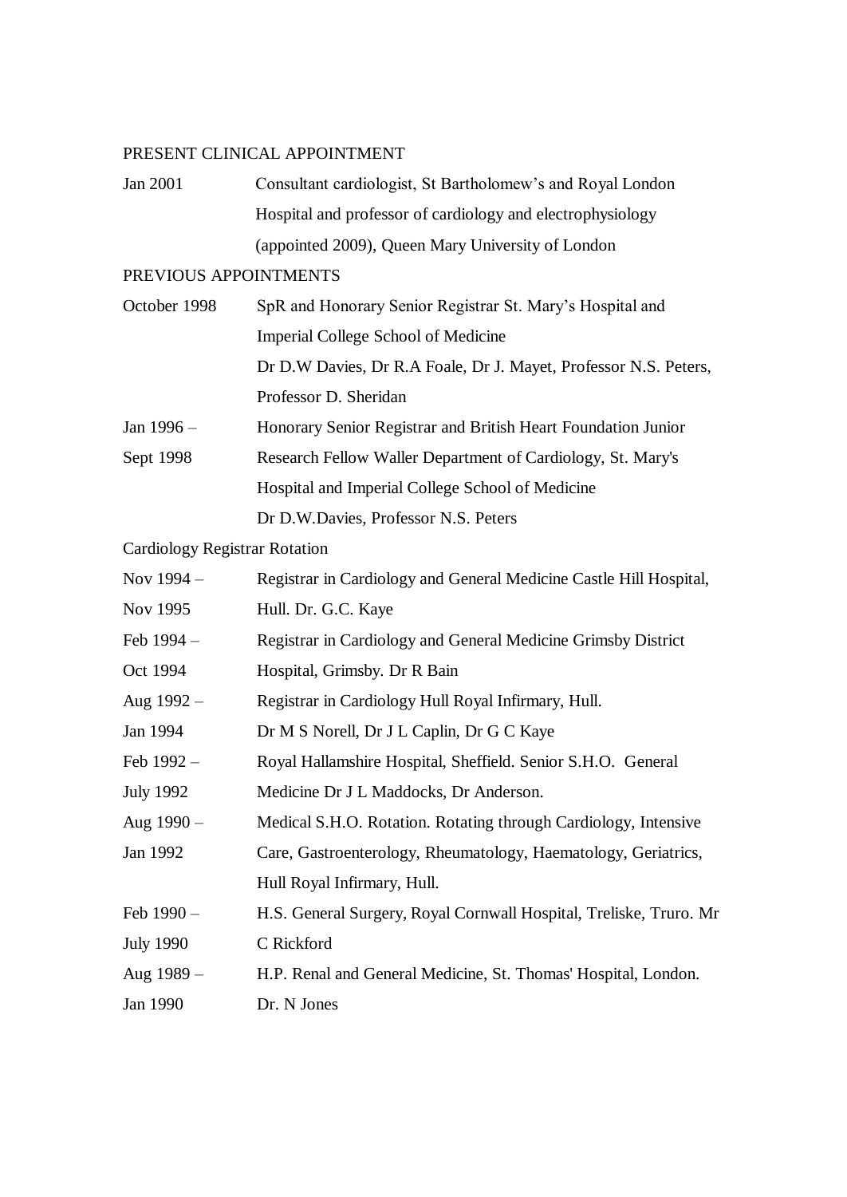## PRESENT CLINICAL APPOINTMENT

| | |
|---|---|
| Jan 2001 | Consultant cardiologist, St Bartholomew's and Royal London Hospital and professor of cardiology and electrophysiology (appointed 2009), Queen Mary University of London |

## PREVIOUS APPOINTMENTS

| | |
|---|---|
| October 1998 | SpR and Honorary Senior Registrar St. Mary's Hospital and Imperial College School of Medicine<br>Dr D.W Davies, Dr R.A Foale, Dr J. Mayet, Professor N.S. Peters, Professor D. Sheridan |
| Jan 1996 – Sept 1998 | Honorary Senior Registrar and British Heart Foundation Junior Research Fellow Waller Department of Cardiology, St. Mary's Hospital and Imperial College School of Medicine<br>Dr D.W.Davies, Professor N.S. Peters |

### Cardiology Registrar Rotation

| | |
|---|---|
| Nov 1994 – Nov 1995 | Registrar in Cardiology and General Medicine Castle Hill Hospital, Hull. Dr. G.C. Kaye |
| Feb 1994 – Oct 1994 | Registrar in Cardiology and General Medicine Grimsby District Hospital, Grimsby. Dr R Bain |
| Aug 1992 – Jan 1994 | Registrar in Cardiology Hull Royal Infirmary, Hull.<br>Dr M S Norell, Dr J L Caplin, Dr G C Kaye |
| Feb 1992 – July 1992 | Royal Hallamshire Hospital, Sheffield. Senior S.H.O. General Medicine Dr J L Maddocks, Dr Anderson. |
| Aug 1990 – Jan 1992 | Medical S.H.O. Rotation. Rotating through Cardiology, Intensive Care, Gastroenterology, Rheumatology, Haematology, Geriatrics, Hull Royal Infirmary, Hull. |
| Feb 1990 – July 1990 | H.S. General Surgery, Royal Cornwall Hospital, Treliske, Truro. Mr C Rickford |
| Aug 1989 – Jan 1990 | H.P. Renal and General Medicine, St. Thomas' Hospital, London. Dr. N Jones |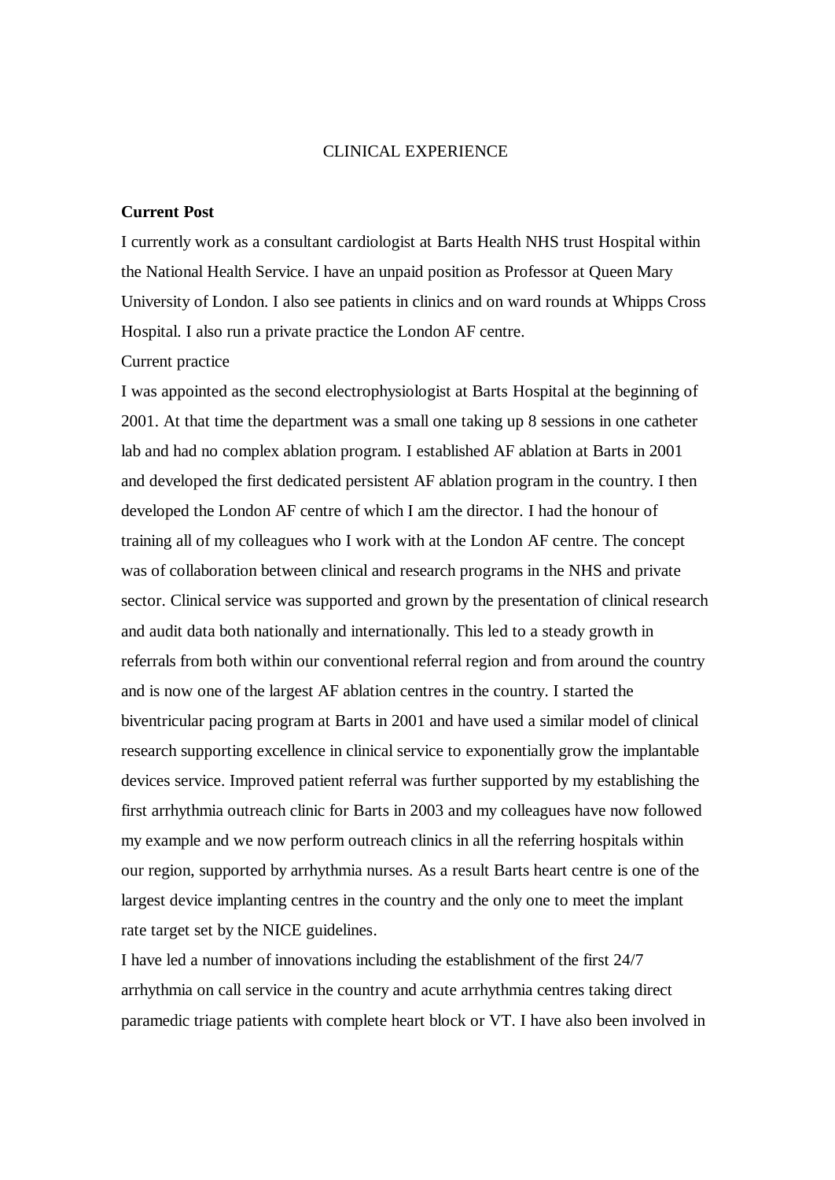# CLINICAL EXPERIENCE

**Current Post**

I currently work as a consultant cardiologist at Barts Health NHS trust Hospital within the National Health Service. I have an unpaid position as Professor at Queen Mary University of London. I also see patients in clinics and on ward rounds at Whipps Cross Hospital. I also run a private practice the London AF centre.

Current practice

I was appointed as the second electrophysiologist at Barts Hospital at the beginning of 2001. At that time the department was a small one taking up 8 sessions in one catheter lab and had no complex ablation program. I established AF ablation at Barts in 2001 and developed the first dedicated persistent AF ablation program in the country. I then developed the London AF centre of which I am the director. I had the honour of training all of my colleagues who I work with at the London AF centre. The concept was of collaboration between clinical and research programs in the NHS and private sector. Clinical service was supported and grown by the presentation of clinical research and audit data both nationally and internationally. This led to a steady growth in referrals from both within our conventional referral region and from around the country and is now one of the largest AF ablation centres in the country. I started the biventricular pacing program at Barts in 2001 and have used a similar model of clinical research supporting excellence in clinical service to exponentially grow the implantable devices service. Improved patient referral was further supported by my establishing the first arrhythmia outreach clinic for Barts in 2003 and my colleagues have now followed my example and we now perform outreach clinics in all the referring hospitals within our region, supported by arrhythmia nurses. As a result Barts heart centre is one of the largest device implanting centres in the country and the only one to meet the implant rate target set by the NICE guidelines.

I have led a number of innovations including the establishment of the first 24/7 arrhythmia on call service in the country and acute arrhythmia centres taking direct paramedic triage patients with complete heart block or VT. I have also been involved in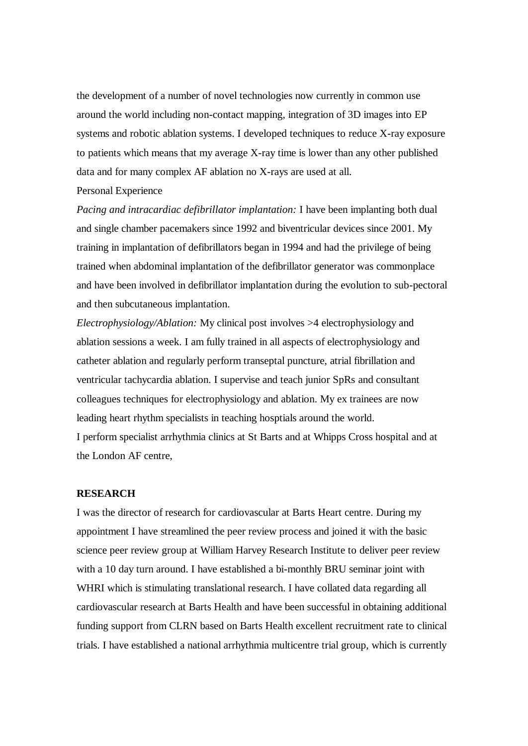the development of a number of novel technologies now currently in common use around the world including non-contact mapping, integration of 3D images into EP systems and robotic ablation systems. I developed techniques to reduce X-ray exposure to patients which means that my average X-ray time is lower than any other published data and for many complex AF ablation no X-rays are used at all.

Personal Experience

*Pacing and intracardiac defibrillator implantation:* I have been implanting both dual and single chamber pacemakers since 1992 and biventricular devices since 2001. My training in implantation of defibrillators began in 1994 and had the privilege of being trained when abdominal implantation of the defibrillator generator was commonplace and have been involved in defibrillator implantation during the evolution to sub-pectoral and then subcutaneous implantation.

*Electrophysiology/Ablation:* My clinical post involves >4 electrophysiology and ablation sessions a week. I am fully trained in all aspects of electrophysiology and catheter ablation and regularly perform transeptal puncture, atrial fibrillation and ventricular tachycardia ablation. I supervise and teach junior SpRs and consultant colleagues techniques for electrophysiology and ablation. My ex trainees are now leading heart rhythm specialists in teaching hosptials around the world.

I perform specialist arrhythmia clinics at St Barts and at Whipps Cross hospital and at the London AF centre,

**RESEARCH**

I was the director of research for cardiovascular at Barts Heart centre. During my appointment I have streamlined the peer review process and joined it with the basic science peer review group at William Harvey Research Institute to deliver peer review with a 10 day turn around. I have established a bi-monthly BRU seminar joint with WHRI which is stimulating translational research. I have collated data regarding all cardiovascular research at Barts Health and have been successful in obtaining additional funding support from CLRN based on Barts Health excellent recruitment rate to clinical trials. I have established a national arrhythmia multicentre trial group, which is currently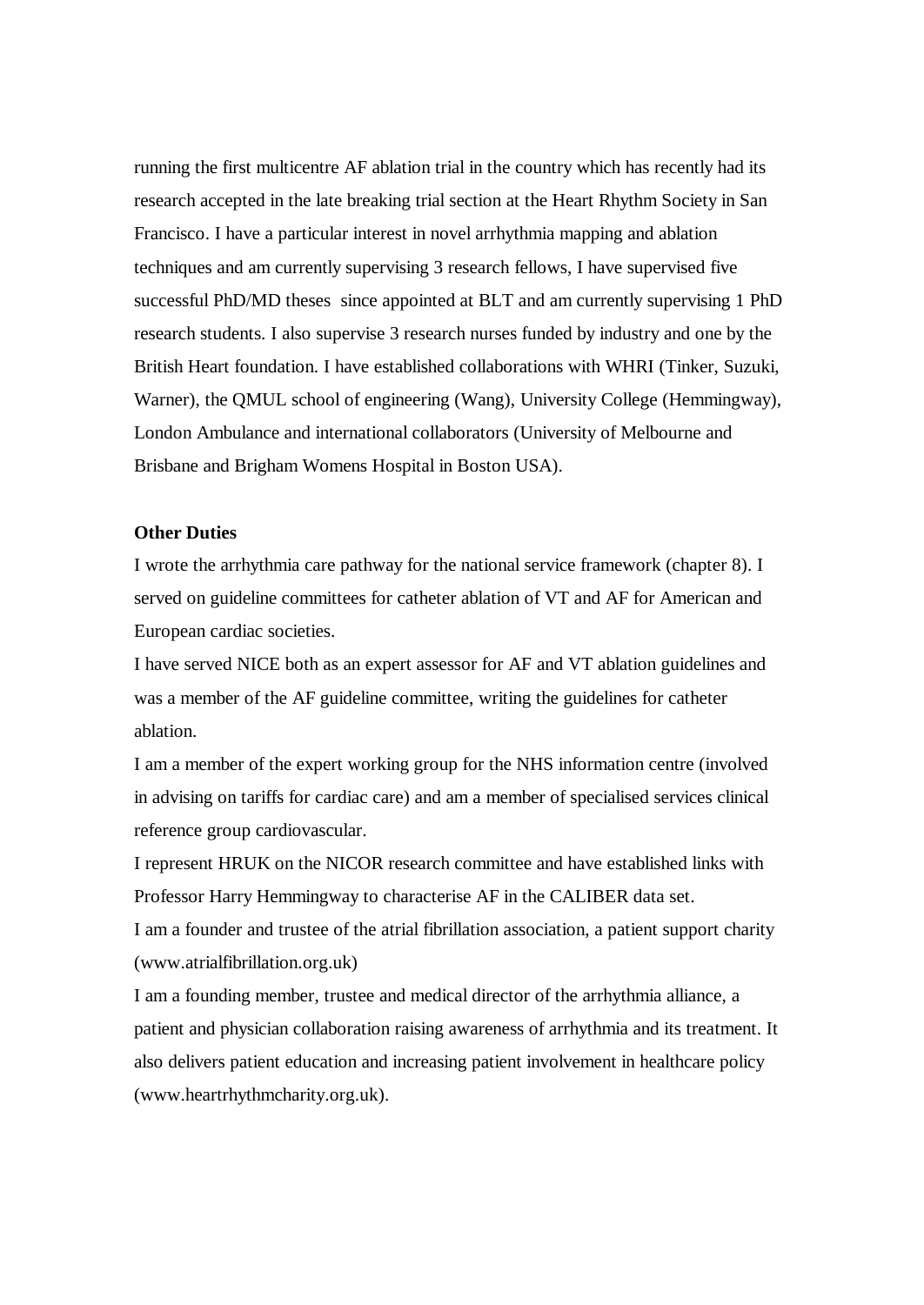running the first multicentre AF ablation trial in the country which has recently had its research accepted in the late breaking trial section at the Heart Rhythm Society in San Francisco. I have a particular interest in novel arrhythmia mapping and ablation techniques and am currently supervising 3 research fellows, I have supervised five successful PhD/MD theses since appointed at BLT and am currently supervising 1 PhD research students. I also supervise 3 research nurses funded by industry and one by the British Heart foundation. I have established collaborations with WHRI (Tinker, Suzuki, Warner), the QMUL school of engineering (Wang), University College (Hemmingway), London Ambulance and international collaborators (University of Melbourne and Brisbane and Brigham Womens Hospital in Boston USA).

**Other Duties**

I wrote the arrhythmia care pathway for the national service framework (chapter 8). I served on guideline committees for catheter ablation of VT and AF for American and European cardiac societies.

I have served NICE both as an expert assessor for AF and VT ablation guidelines and was a member of the AF guideline committee, writing the guidelines for catheter ablation.

I am a member of the expert working group for the NHS information centre (involved in advising on tariffs for cardiac care) and am a member of specialised services clinical reference group cardiovascular.

I represent HRUK on the NICOR research committee and have established links with Professor Harry Hemmingway to characterise AF in the CALIBER data set.

I am a founder and trustee of the atrial fibrillation association, a patient support charity (www.atrialfibrillation.org.uk)

I am a founding member, trustee and medical director of the arrhythmia alliance, a patient and physician collaboration raising awareness of arrhythmia and its treatment. It also delivers patient education and increasing patient involvement in healthcare policy (www.heartrhythmcharity.org.uk).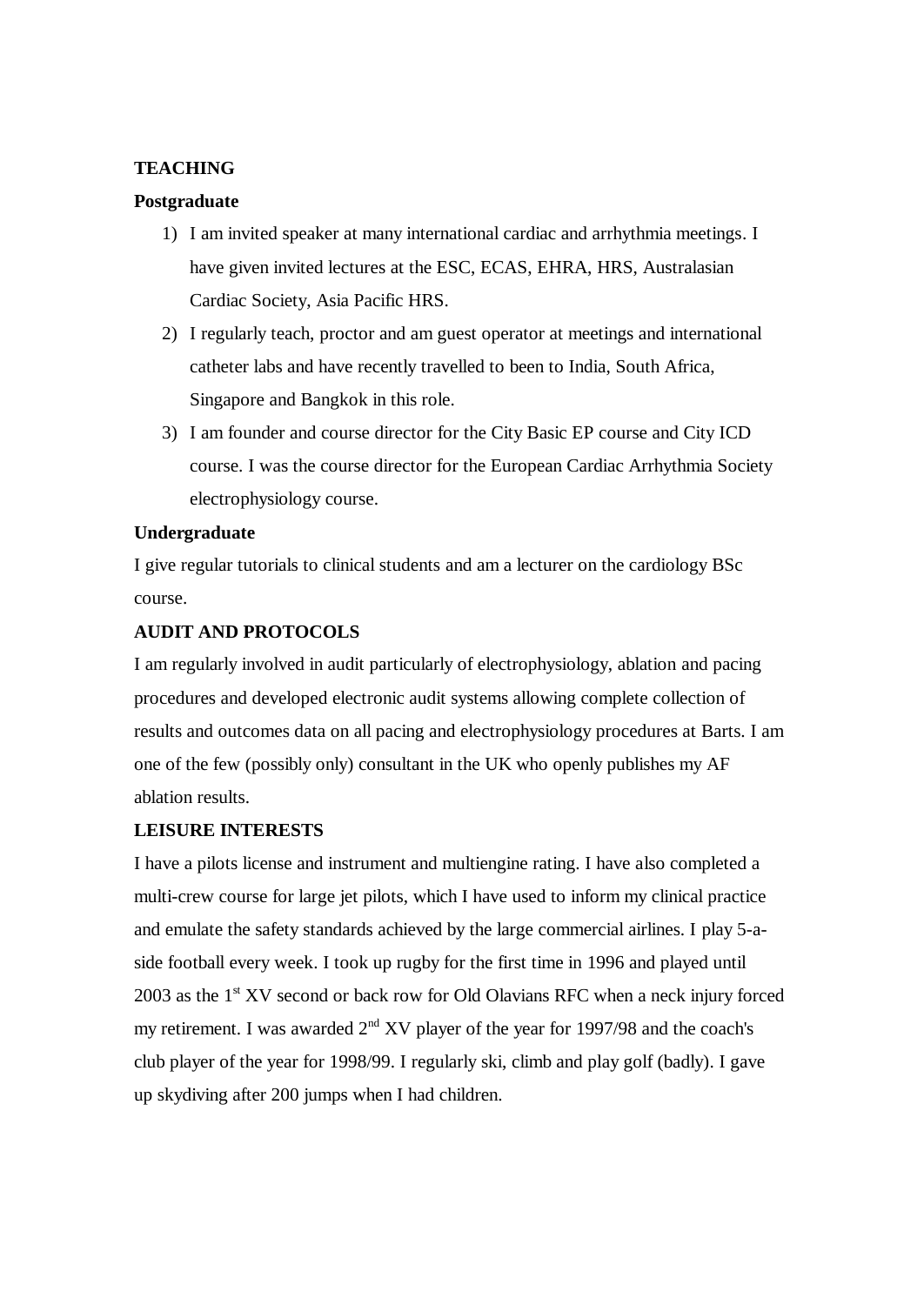## TEACHING

### Postgraduate

1) I am invited speaker at many international cardiac and arrhythmia meetings. I have given invited lectures at the ESC, ECAS, EHRA, HRS, Australasian Cardiac Society, Asia Pacific HRS.
2) I regularly teach, proctor and am guest operator at meetings and international catheter labs and have recently travelled to been to India, South Africa, Singapore and Bangkok in this role.
3) I am founder and course director for the City Basic EP course and City ICD course. I was the course director for the European Cardiac Arrhythmia Society electrophysiology course.

### Undergraduate

I give regular tutorials to clinical students and am a lecturer on the cardiology BSc course.

## AUDIT AND PROTOCOLS

I am regularly involved in audit particularly of electrophysiology, ablation and pacing procedures and developed electronic audit systems allowing complete collection of results and outcomes data on all pacing and electrophysiology procedures at Barts. I am one of the few (possibly only) consultant in the UK who openly publishes my AF ablation results.

## LEISURE INTERESTS

I have a pilots license and instrument and multiengine rating. I have also completed a multi-crew course for large jet pilots, which I have used to inform my clinical practice and emulate the safety standards achieved by the large commercial airlines. I play 5-a-side football every week. I took up rugby for the first time in 1996 and played until 2003 as the 1st XV second or back row for Old Olavians RFC when a neck injury forced my retirement. I was awarded 2nd XV player of the year for 1997/98 and the coach's club player of the year for 1998/99. I regularly ski, climb and play golf (badly). I gave up skydiving after 200 jumps when I had children.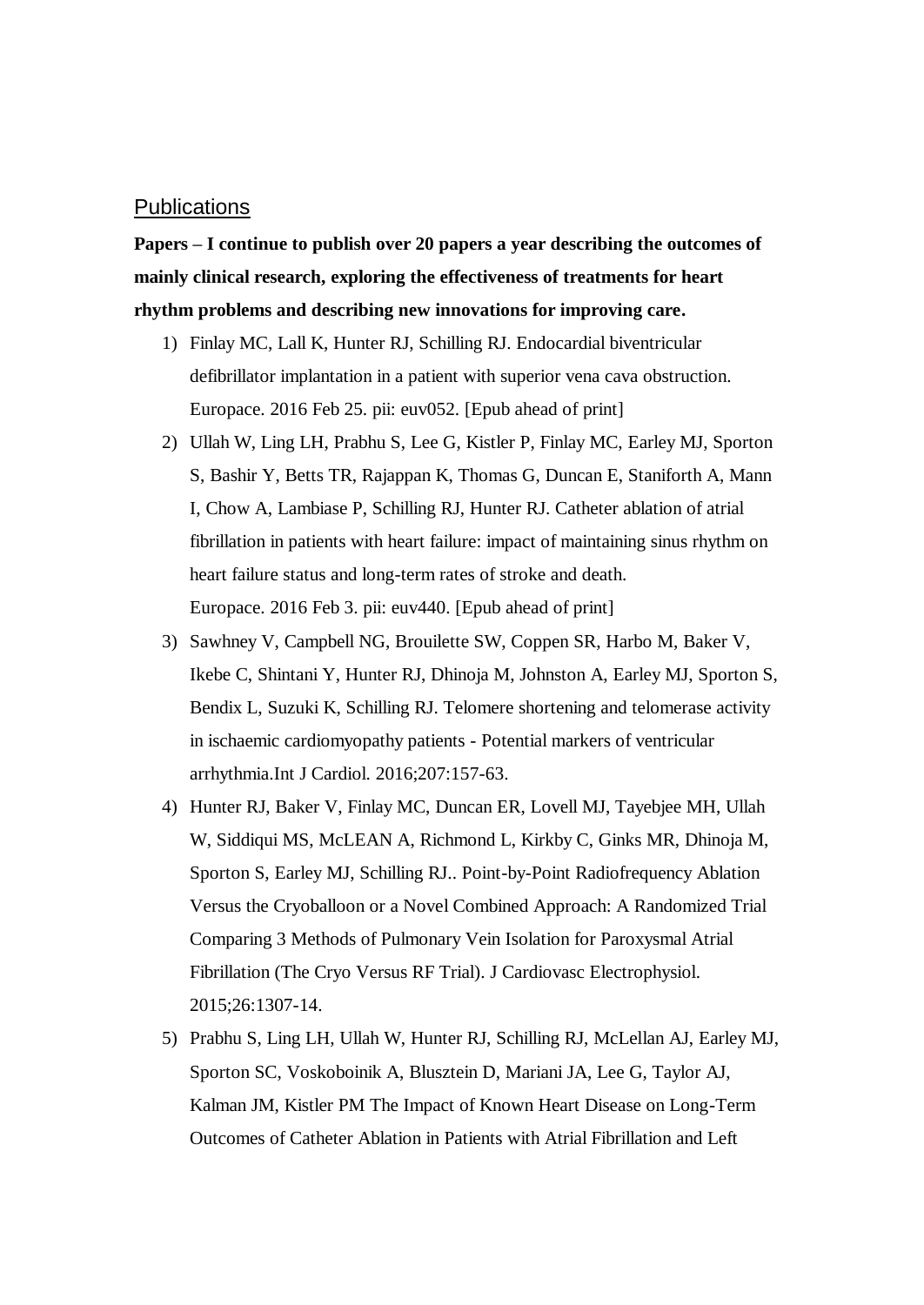## Publications

**Papers – I continue to publish over 20 papers a year describing the outcomes of mainly clinical research, exploring the effectiveness of treatments for heart rhythm problems and describing new innovations for improving care.**

1) Finlay MC, Lall K, Hunter RJ, Schilling RJ. Endocardial biventricular defibrillator implantation in a patient with superior vena cava obstruction. Europace. 2016 Feb 25. pii: euv052. [Epub ahead of print]
2) Ullah W, Ling LH, Prabhu S, Lee G, Kistler P, Finlay MC, Earley MJ, Sporton S, Bashir Y, Betts TR, Rajappan K, Thomas G, Duncan E, Staniforth A, Mann I, Chow A, Lambiase P, Schilling RJ, Hunter RJ. Catheter ablation of atrial fibrillation in patients with heart failure: impact of maintaining sinus rhythm on heart failure status and long-term rates of stroke and death. Europace. 2016 Feb 3. pii: euv440. [Epub ahead of print]
3) Sawhney V, Campbell NG, Brouilette SW, Coppen SR, Harbo M, Baker V, Ikebe C, Shintani Y, Hunter RJ, Dhinoja M, Johnston A, Earley MJ, Sporton S, Bendix L, Suzuki K, Schilling RJ. Telomere shortening and telomerase activity in ischaemic cardiomyopathy patients - Potential markers of ventricular arrhythmia.Int J Cardiol. 2016;207:157-63.
4) Hunter RJ, Baker V, Finlay MC, Duncan ER, Lovell MJ, Tayebjee MH, Ullah W, Siddiqui MS, McLEAN A, Richmond L, Kirkby C, Ginks MR, Dhinoja M, Sporton S, Earley MJ, Schilling RJ.. Point-by-Point Radiofrequency Ablation Versus the Cryoballoon or a Novel Combined Approach: A Randomized Trial Comparing 3 Methods of Pulmonary Vein Isolation for Paroxysmal Atrial Fibrillation (The Cryo Versus RF Trial). J Cardiovasc Electrophysiol. 2015;26:1307-14.
5) Prabhu S, Ling LH, Ullah W, Hunter RJ, Schilling RJ, McLellan AJ, Earley MJ, Sporton SC, Voskoboinik A, Blusztein D, Mariani JA, Lee G, Taylor AJ, Kalman JM, Kistler PM The Impact of Known Heart Disease on Long-Term Outcomes of Catheter Ablation in Patients with Atrial Fibrillation and Left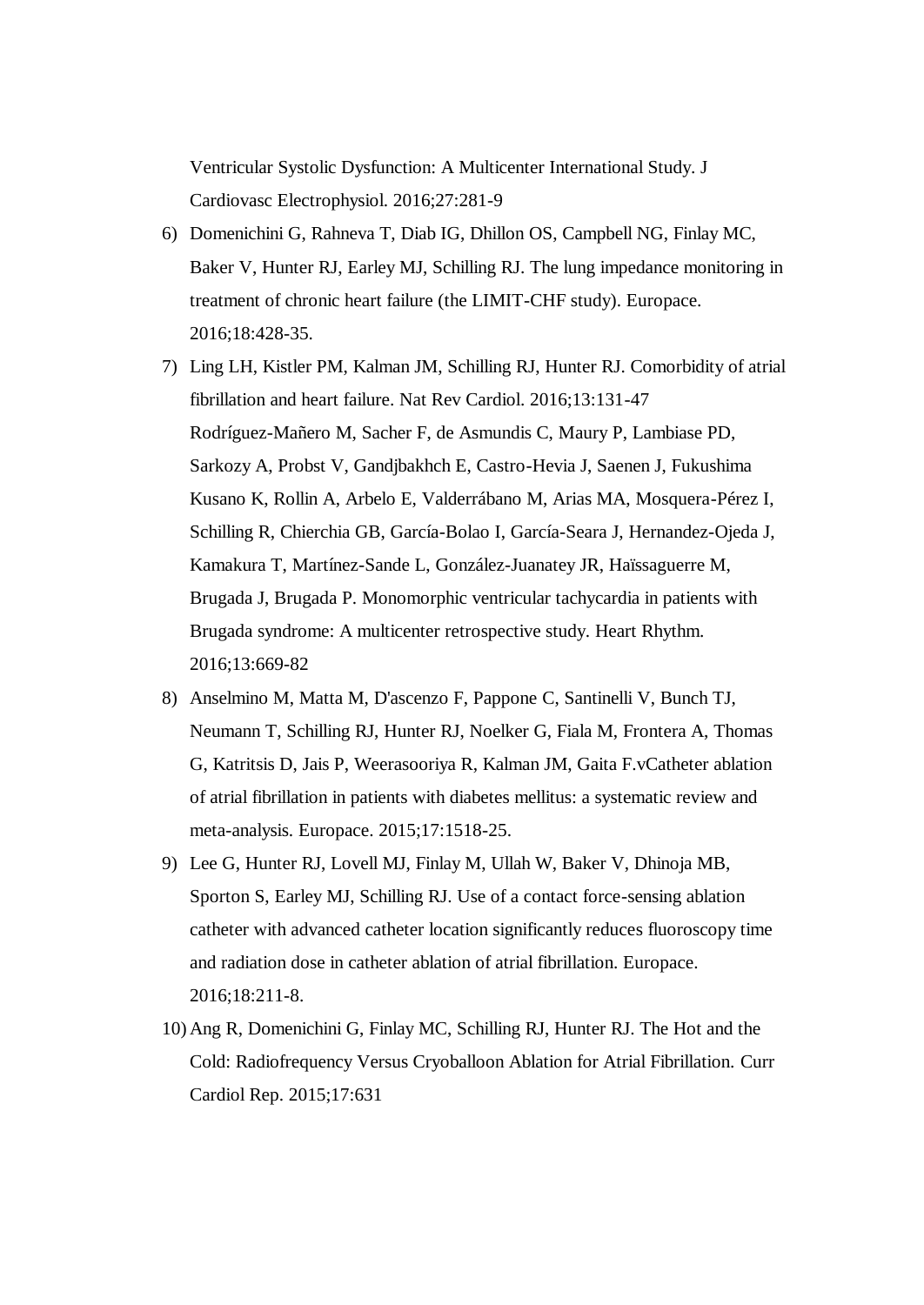Ventricular Systolic Dysfunction: A Multicenter International Study. J Cardiovasc Electrophysiol. 2016;27:281-9

6) Domenichini G, Rahneva T, Diab IG, Dhillon OS, Campbell NG, Finlay MC, Baker V, Hunter RJ, Earley MJ, Schilling RJ. The lung impedance monitoring in treatment of chronic heart failure (the LIMIT-CHF study). Europace. 2016;18:428-35.
7) Ling LH, Kistler PM, Kalman JM, Schilling RJ, Hunter RJ. Comorbidity of atrial fibrillation and heart failure. Nat Rev Cardiol. 2016;13:131-47
   Rodríguez-Mañero M, Sacher F, de Asmundis C, Maury P, Lambiase PD, Sarkozy A, Probst V, Gandjbakhch E, Castro-Hevia J, Saenen J, Fukushima Kusano K, Rollin A, Arbelo E, Valderrábano M, Arias MA, Mosquera-Pérez I, Schilling R, Chierchia GB, García-Bolao I, García-Seara J, Hernandez-Ojeda J, Kamakura T, Martínez-Sande L, González-Juanatey JR, Haïssaguerre M, Brugada J, Brugada P. Monomorphic ventricular tachycardia in patients with Brugada syndrome: A multicenter retrospective study. Heart Rhythm. 2016;13:669-82
8) Anselmino M, Matta M, D'ascenzo F, Pappone C, Santinelli V, Bunch TJ, Neumann T, Schilling RJ, Hunter RJ, Noelker G, Fiala M, Frontera A, Thomas G, Katritsis D, Jais P, Weerasooriya R, Kalman JM, Gaita F.vCatheter ablation of atrial fibrillation in patients with diabetes mellitus: a systematic review and meta-analysis. Europace. 2015;17:1518-25.
9) Lee G, Hunter RJ, Lovell MJ, Finlay M, Ullah W, Baker V, Dhinoja MB, Sporton S, Earley MJ, Schilling RJ. Use of a contact force-sensing ablation catheter with advanced catheter location significantly reduces fluoroscopy time and radiation dose in catheter ablation of atrial fibrillation. Europace. 2016;18:211-8.
10) Ang R, Domenichini G, Finlay MC, Schilling RJ, Hunter RJ. The Hot and the Cold: Radiofrequency Versus Cryoballoon Ablation for Atrial Fibrillation. Curr Cardiol Rep. 2015;17:631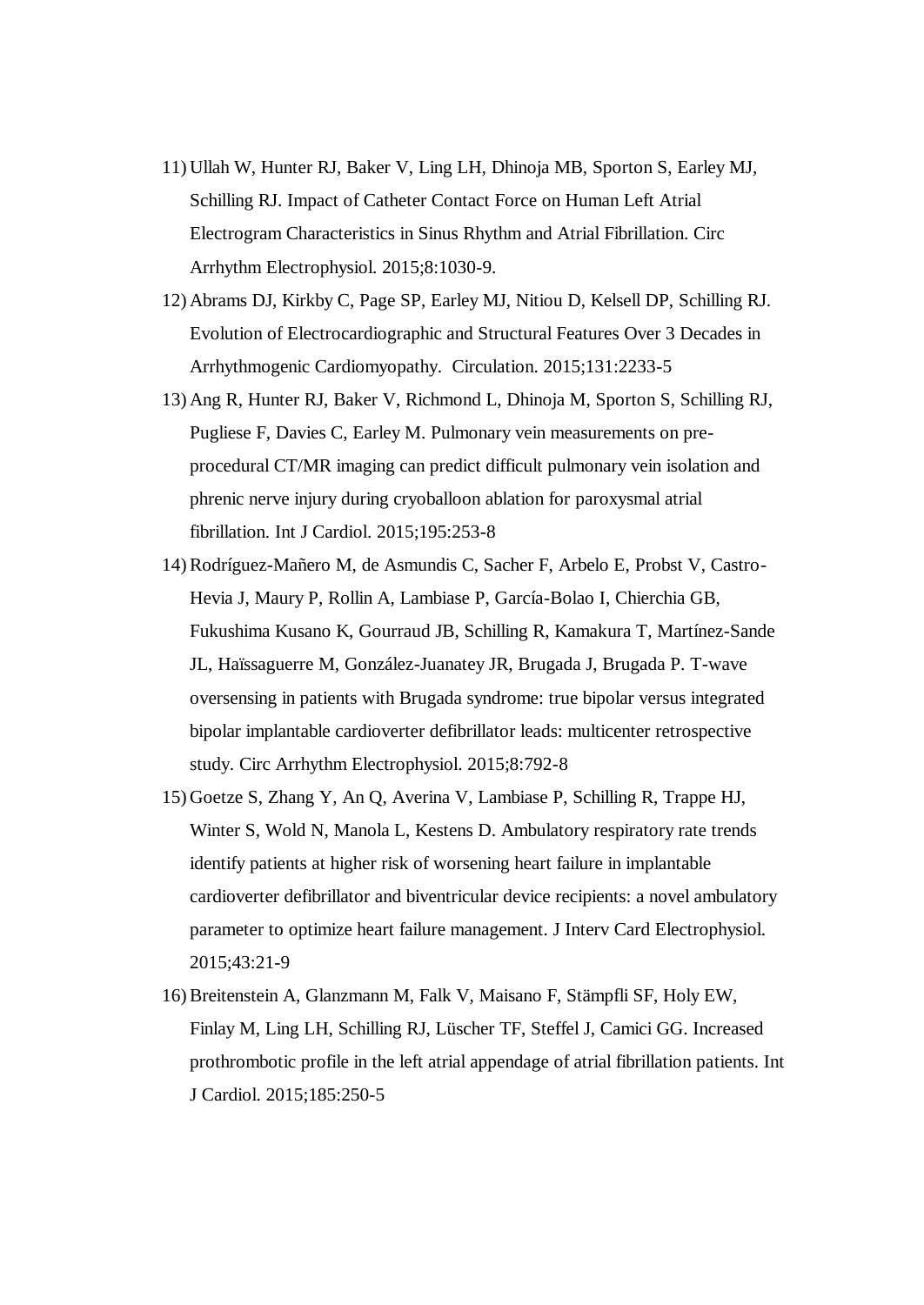11) Ullah W, Hunter RJ, Baker V, Ling LH, Dhinoja MB, Sporton S, Earley MJ, Schilling RJ. Impact of Catheter Contact Force on Human Left Atrial Electrogram Characteristics in Sinus Rhythm and Atrial Fibrillation. Circ Arrhythm Electrophysiol. 2015;8:1030-9.
12) Abrams DJ, Kirkby C, Page SP, Earley MJ, Nitiou D, Kelsell DP, Schilling RJ. Evolution of Electrocardiographic and Structural Features Over 3 Decades in Arrhythmogenic Cardiomyopathy. Circulation. 2015;131:2233-5
13) Ang R, Hunter RJ, Baker V, Richmond L, Dhinoja M, Sporton S, Schilling RJ, Pugliese F, Davies C, Earley M. Pulmonary vein measurements on pre-procedural CT/MR imaging can predict difficult pulmonary vein isolation and phrenic nerve injury during cryoballoon ablation for paroxysmal atrial fibrillation. Int J Cardiol. 2015;195:253-8
14) Rodríguez-Mañero M, de Asmundis C, Sacher F, Arbelo E, Probst V, Castro-Hevia J, Maury P, Rollin A, Lambiase P, García-Bolao I, Chierchia GB, Fukushima Kusano K, Gourraud JB, Schilling R, Kamakura T, Martínez-Sande JL, Haïssaguerre M, González-Juanatey JR, Brugada J, Brugada P. T-wave oversensing in patients with Brugada syndrome: true bipolar versus integrated bipolar implantable cardioverter defibrillator leads: multicenter retrospective study. Circ Arrhythm Electrophysiol. 2015;8:792-8
15) Goetze S, Zhang Y, An Q, Averina V, Lambiase P, Schilling R, Trappe HJ, Winter S, Wold N, Manola L, Kestens D. Ambulatory respiratory rate trends identify patients at higher risk of worsening heart failure in implantable cardioverter defibrillator and biventricular device recipients: a novel ambulatory parameter to optimize heart failure management. J Interv Card Electrophysiol. 2015;43:21-9
16) Breitenstein A, Glanzmann M, Falk V, Maisano F, Stämpfli SF, Holy EW, Finlay M, Ling LH, Schilling RJ, Lüscher TF, Steffel J, Camici GG. Increased prothrombotic profile in the left atrial appendage of atrial fibrillation patients. Int J Cardiol. 2015;185:250-5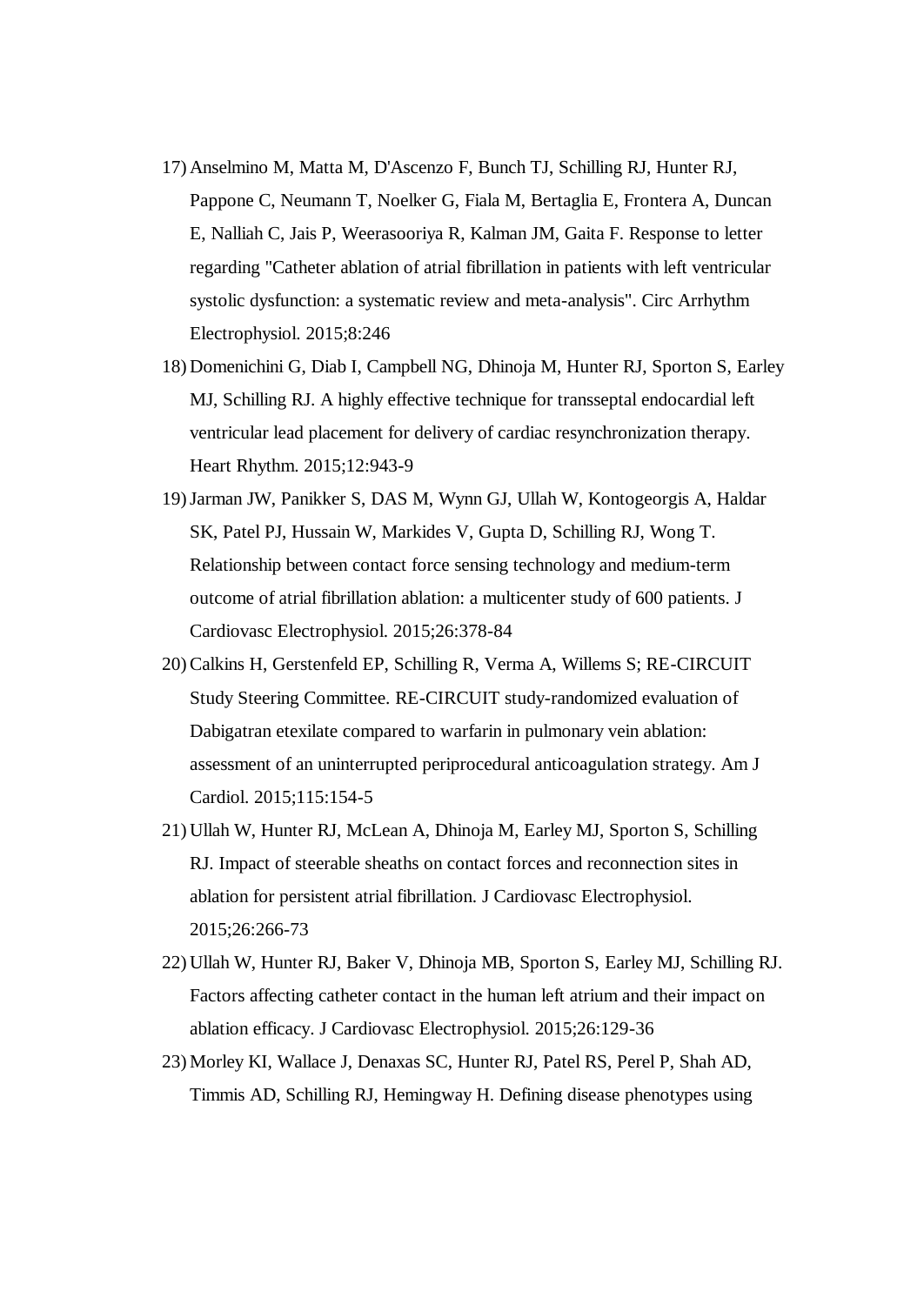17) Anselmino M, Matta M, D'Ascenzo F, Bunch TJ, Schilling RJ, Hunter RJ, Pappone C, Neumann T, Noelker G, Fiala M, Bertaglia E, Frontera A, Duncan E, Nalliah C, Jais P, Weerasooriya R, Kalman JM, Gaita F. Response to letter regarding "Catheter ablation of atrial fibrillation in patients with left ventricular systolic dysfunction: a systematic review and meta-analysis". Circ Arrhythm Electrophysiol. 2015;8:246
18) Domenichini G, Diab I, Campbell NG, Dhinoja M, Hunter RJ, Sporton S, Earley MJ, Schilling RJ. A highly effective technique for transseptal endocardial left ventricular lead placement for delivery of cardiac resynchronization therapy. Heart Rhythm. 2015;12:943-9
19) Jarman JW, Panikker S, DAS M, Wynn GJ, Ullah W, Kontogeorgis A, Haldar SK, Patel PJ, Hussain W, Markides V, Gupta D, Schilling RJ, Wong T. Relationship between contact force sensing technology and medium-term outcome of atrial fibrillation ablation: a multicenter study of 600 patients. J Cardiovasc Electrophysiol. 2015;26:378-84
20) Calkins H, Gerstenfeld EP, Schilling R, Verma A, Willems S; RE-CIRCUIT Study Steering Committee. RE-CIRCUIT study-randomized evaluation of Dabigatran etexilate compared to warfarin in pulmonary vein ablation: assessment of an uninterrupted periprocedural anticoagulation strategy. Am J Cardiol. 2015;115:154-5
21) Ullah W, Hunter RJ, McLean A, Dhinoja M, Earley MJ, Sporton S, Schilling RJ. Impact of steerable sheaths on contact forces and reconnection sites in ablation for persistent atrial fibrillation. J Cardiovasc Electrophysiol. 2015;26:266-73
22) Ullah W, Hunter RJ, Baker V, Dhinoja MB, Sporton S, Earley MJ, Schilling RJ. Factors affecting catheter contact in the human left atrium and their impact on ablation efficacy. J Cardiovasc Electrophysiol. 2015;26:129-36
23) Morley KI, Wallace J, Denaxas SC, Hunter RJ, Patel RS, Perel P, Shah AD, Timmis AD, Schilling RJ, Hemingway H. Defining disease phenotypes using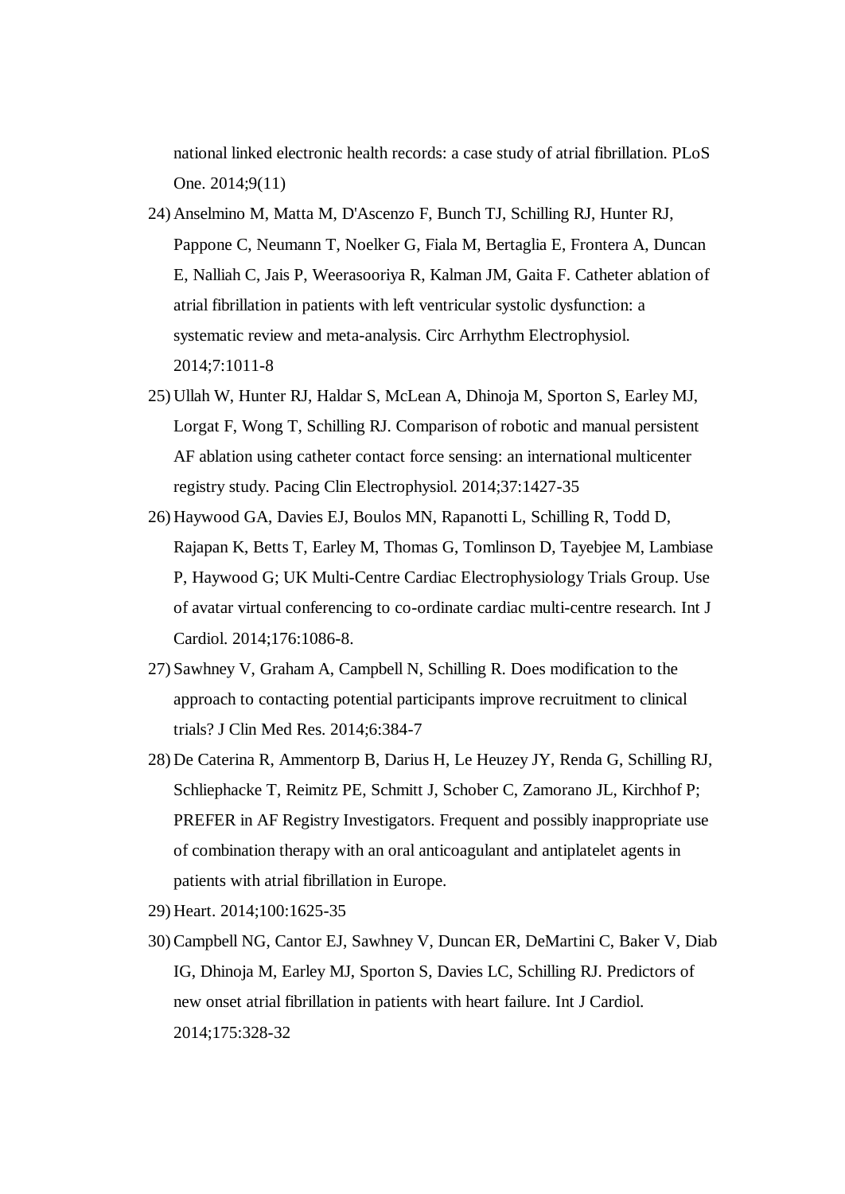national linked electronic health records: a case study of atrial fibrillation. PLoS One. 2014;9(11)

24) Anselmino M, Matta M, D'Ascenzo F, Bunch TJ, Schilling RJ, Hunter RJ, Pappone C, Neumann T, Noelker G, Fiala M, Bertaglia E, Frontera A, Duncan E, Nalliah C, Jais P, Weerasooriya R, Kalman JM, Gaita F. Catheter ablation of atrial fibrillation in patients with left ventricular systolic dysfunction: a systematic review and meta-analysis. Circ Arrhythm Electrophysiol. 2014;7:1011-8
25) Ullah W, Hunter RJ, Haldar S, McLean A, Dhinoja M, Sporton S, Earley MJ, Lorgat F, Wong T, Schilling RJ. Comparison of robotic and manual persistent AF ablation using catheter contact force sensing: an international multicenter registry study. Pacing Clin Electrophysiol. 2014;37:1427-35
26) Haywood GA, Davies EJ, Boulos MN, Rapanotti L, Schilling R, Todd D, Rajapan K, Betts T, Earley M, Thomas G, Tomlinson D, Tayebjee M, Lambiase P, Haywood G; UK Multi-Centre Cardiac Electrophysiology Trials Group. Use of avatar virtual conferencing to co-ordinate cardiac multi-centre research. Int J Cardiol. 2014;176:1086-8.
27) Sawhney V, Graham A, Campbell N, Schilling R. Does modification to the approach to contacting potential participants improve recruitment to clinical trials? J Clin Med Res. 2014;6:384-7
28) De Caterina R, Ammentorp B, Darius H, Le Heuzey JY, Renda G, Schilling RJ, Schliephacke T, Reimitz PE, Schmitt J, Schober C, Zamorano JL, Kirchhof P; PREFER in AF Registry Investigators. Frequent and possibly inappropriate use of combination therapy with an oral anticoagulant and antiplatelet agents in patients with atrial fibrillation in Europe.
29) Heart. 2014;100:1625-35
30) Campbell NG, Cantor EJ, Sawhney V, Duncan ER, DeMartini C, Baker V, Diab IG, Dhinoja M, Earley MJ, Sporton S, Davies LC, Schilling RJ. Predictors of new onset atrial fibrillation in patients with heart failure. Int J Cardiol. 2014;175:328-32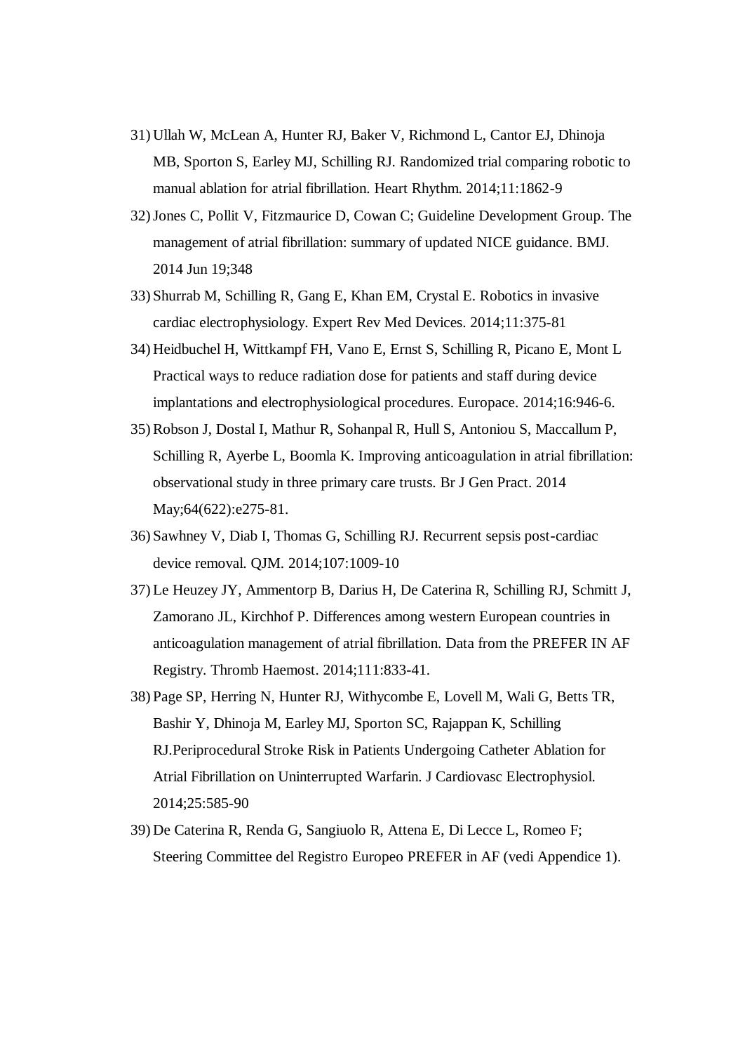31) Ullah W, McLean A, Hunter RJ, Baker V, Richmond L, Cantor EJ, Dhinoja MB, Sporton S, Earley MJ, Schilling RJ. Randomized trial comparing robotic to manual ablation for atrial fibrillation. Heart Rhythm. 2014;11:1862-9
32) Jones C, Pollit V, Fitzmaurice D, Cowan C; Guideline Development Group. The management of atrial fibrillation: summary of updated NICE guidance. BMJ. 2014 Jun 19;348
33) Shurrab M, Schilling R, Gang E, Khan EM, Crystal E. Robotics in invasive cardiac electrophysiology. Expert Rev Med Devices. 2014;11:375-81
34) Heidbuchel H, Wittkampf FH, Vano E, Ernst S, Schilling R, Picano E, Mont L Practical ways to reduce radiation dose for patients and staff during device implantations and electrophysiological procedures. Europace. 2014;16:946-6.
35) Robson J, Dostal I, Mathur R, Sohanpal R, Hull S, Antoniou S, Maccallum P, Schilling R, Ayerbe L, Boomla K. Improving anticoagulation in atrial fibrillation: observational study in three primary care trusts. Br J Gen Pract. 2014 May;64(622):e275-81.
36) Sawhney V, Diab I, Thomas G, Schilling RJ. Recurrent sepsis post-cardiac device removal. QJM. 2014;107:1009-10
37) Le Heuzey JY, Ammentorp B, Darius H, De Caterina R, Schilling RJ, Schmitt J, Zamorano JL, Kirchhof P. Differences among western European countries in anticoagulation management of atrial fibrillation. Data from the PREFER IN AF Registry. Thromb Haemost. 2014;111:833-41.
38) Page SP, Herring N, Hunter RJ, Withycombe E, Lovell M, Wali G, Betts TR, Bashir Y, Dhinoja M, Earley MJ, Sporton SC, Rajappan K, Schilling RJ.Periprocedural Stroke Risk in Patients Undergoing Catheter Ablation for Atrial Fibrillation on Uninterrupted Warfarin. J Cardiovasc Electrophysiol. 2014;25:585-90
39) De Caterina R, Renda G, Sangiuolo R, Attena E, Di Lecce L, Romeo F; Steering Committee del Registro Europeo PREFER in AF (vedi Appendice 1).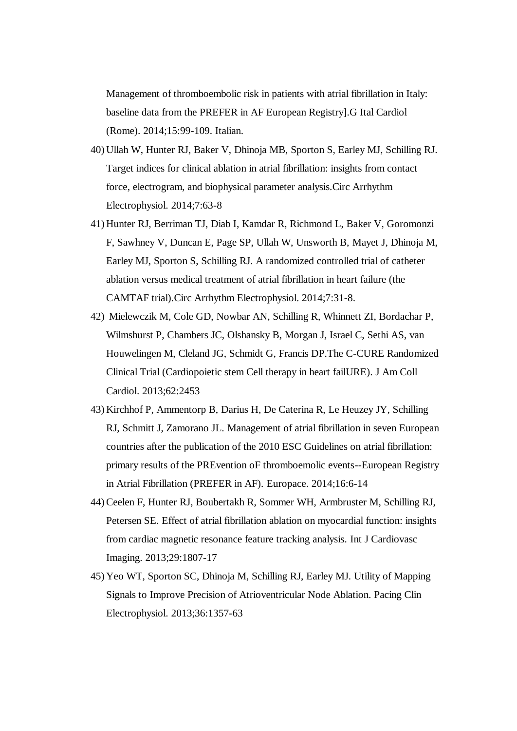Management of thromboembolic risk in patients with atrial fibrillation in Italy: baseline data from the PREFER in AF European Registry].G Ital Cardiol (Rome). 2014;15:99-109. Italian.

40) Ullah W, Hunter RJ, Baker V, Dhinoja MB, Sporton S, Earley MJ, Schilling RJ. Target indices for clinical ablation in atrial fibrillation: insights from contact force, electrogram, and biophysical parameter analysis.Circ Arrhythm Electrophysiol. 2014;7:63-8

41) Hunter RJ, Berriman TJ, Diab I, Kamdar R, Richmond L, Baker V, Goromonzi F, Sawhney V, Duncan E, Page SP, Ullah W, Unsworth B, Mayet J, Dhinoja M, Earley MJ, Sporton S, Schilling RJ. A randomized controlled trial of catheter ablation versus medical treatment of atrial fibrillation in heart failure (the CAMTAF trial).Circ Arrhythm Electrophysiol. 2014;7:31-8.

42) Mielewczik M, Cole GD, Nowbar AN, Schilling R, Whinnett ZI, Bordachar P, Wilmshurst P, Chambers JC, Olshansky B, Morgan J, Israel C, Sethi AS, van Houwelingen M, Cleland JG, Schmidt G, Francis DP.The C-CURE Randomized Clinical Trial (Cardiopoietic stem Cell therapy in heart failURE). J Am Coll Cardiol. 2013;62:2453

43) Kirchhof P, Ammentorp B, Darius H, De Caterina R, Le Heuzey JY, Schilling RJ, Schmitt J, Zamorano JL. Management of atrial fibrillation in seven European countries after the publication of the 2010 ESC Guidelines on atrial fibrillation: primary results of the PREvention oF thromboemolic events--European Registry in Atrial Fibrillation (PREFER in AF). Europace. 2014;16:6-14

44) Ceelen F, Hunter RJ, Boubertakh R, Sommer WH, Armbruster M, Schilling RJ, Petersen SE. Effect of atrial fibrillation ablation on myocardial function: insights from cardiac magnetic resonance feature tracking analysis. Int J Cardiovasc Imaging. 2013;29:1807-17

45) Yeo WT, Sporton SC, Dhinoja M, Schilling RJ, Earley MJ. Utility of Mapping Signals to Improve Precision of Atrioventricular Node Ablation. Pacing Clin Electrophysiol. 2013;36:1357-63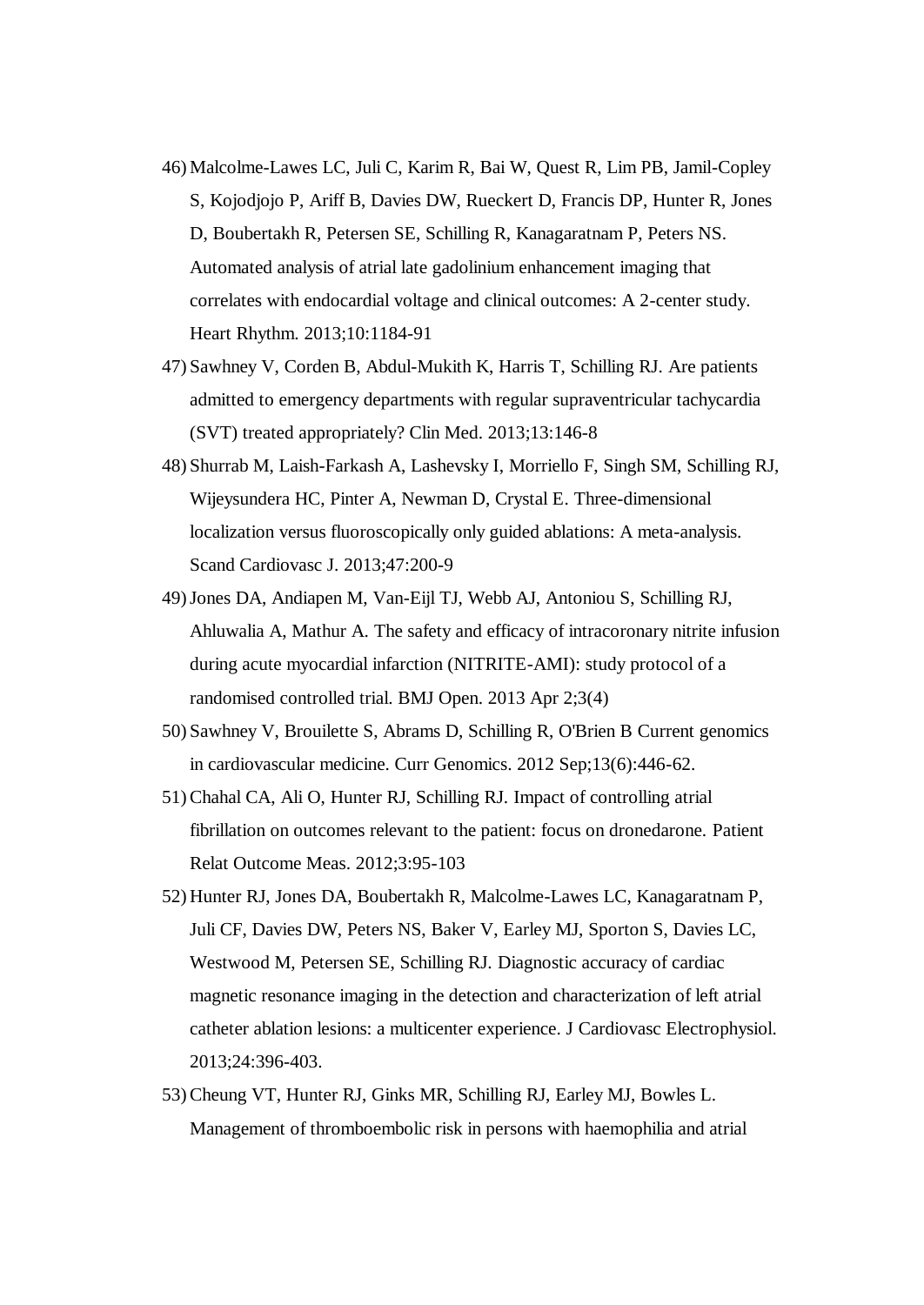46) Malcolme-Lawes LC, Juli C, Karim R, Bai W, Quest R, Lim PB, Jamil-Copley S, Kojodjojo P, Ariff B, Davies DW, Rueckert D, Francis DP, Hunter R, Jones D, Boubertakh R, Petersen SE, Schilling R, Kanagaratnam P, Peters NS. Automated analysis of atrial late gadolinium enhancement imaging that correlates with endocardial voltage and clinical outcomes: A 2-center study. Heart Rhythm. 2013;10:1184-91
47) Sawhney V, Corden B, Abdul-Mukith K, Harris T, Schilling RJ. Are patients admitted to emergency departments with regular supraventricular tachycardia (SVT) treated appropriately? Clin Med. 2013;13:146-8
48) Shurrab M, Laish-Farkash A, Lashevsky I, Morriello F, Singh SM, Schilling RJ, Wijeysundera HC, Pinter A, Newman D, Crystal E. Three-dimensional localization versus fluoroscopically only guided ablations: A meta-analysis. Scand Cardiovasc J. 2013;47:200-9
49) Jones DA, Andiapen M, Van-Eijl TJ, Webb AJ, Antoniou S, Schilling RJ, Ahluwalia A, Mathur A. The safety and efficacy of intracoronary nitrite infusion during acute myocardial infarction (NITRITE-AMI): study protocol of a randomised controlled trial. BMJ Open. 2013 Apr 2;3(4)
50) Sawhney V, Brouilette S, Abrams D, Schilling R, O'Brien B Current genomics in cardiovascular medicine. Curr Genomics. 2012 Sep;13(6):446-62.
51) Chahal CA, Ali O, Hunter RJ, Schilling RJ. Impact of controlling atrial fibrillation on outcomes relevant to the patient: focus on dronedarone. Patient Relat Outcome Meas. 2012;3:95-103
52) Hunter RJ, Jones DA, Boubertakh R, Malcolme-Lawes LC, Kanagaratnam P, Juli CF, Davies DW, Peters NS, Baker V, Earley MJ, Sporton S, Davies LC, Westwood M, Petersen SE, Schilling RJ. Diagnostic accuracy of cardiac magnetic resonance imaging in the detection and characterization of left atrial catheter ablation lesions: a multicenter experience. J Cardiovasc Electrophysiol. 2013;24:396-403.
53) Cheung VT, Hunter RJ, Ginks MR, Schilling RJ, Earley MJ, Bowles L. Management of thromboembolic risk in persons with haemophilia and atrial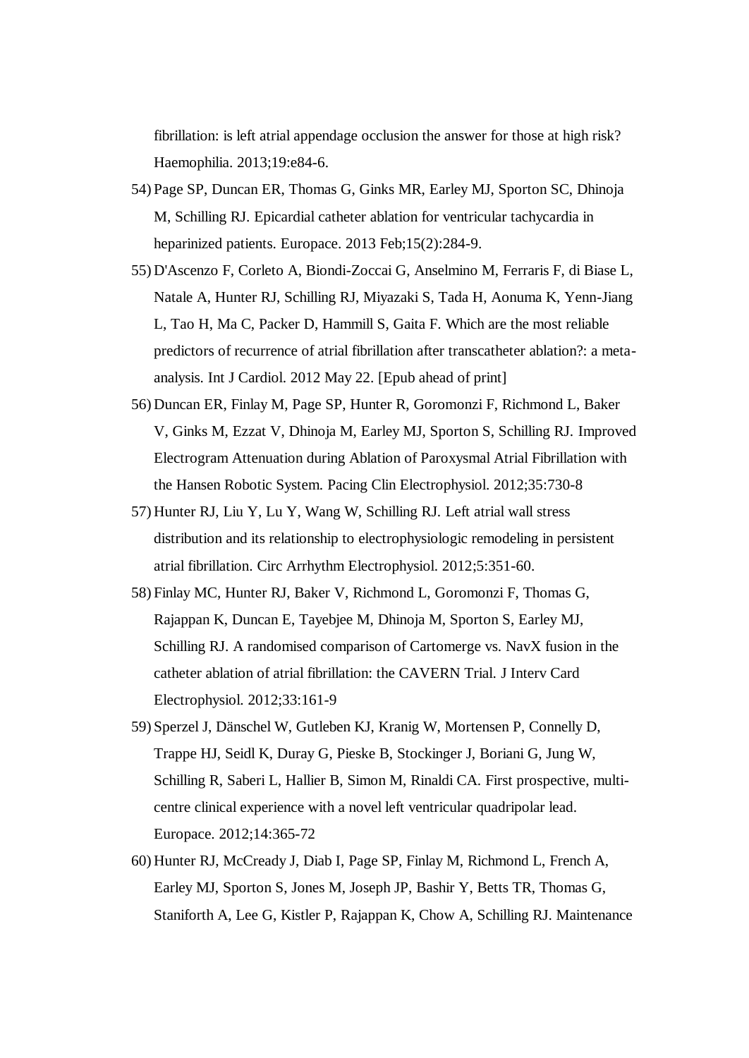fibrillation: is left atrial appendage occlusion the answer for those at high risk? Haemophilia. 2013;19:e84-6.

54) Page SP, Duncan ER, Thomas G, Ginks MR, Earley MJ, Sporton SC, Dhinoja M, Schilling RJ. Epicardial catheter ablation for ventricular tachycardia in heparinized patients. Europace. 2013 Feb;15(2):284-9.
55) D'Ascenzo F, Corleto A, Biondi-Zoccai G, Anselmino M, Ferraris F, di Biase L, Natale A, Hunter RJ, Schilling RJ, Miyazaki S, Tada H, Aonuma K, Yenn-Jiang L, Tao H, Ma C, Packer D, Hammill S, Gaita F. Which are the most reliable predictors of recurrence of atrial fibrillation after transcatheter ablation?: a meta-analysis. Int J Cardiol. 2012 May 22. [Epub ahead of print]
56) Duncan ER, Finlay M, Page SP, Hunter R, Goromonzi F, Richmond L, Baker V, Ginks M, Ezzat V, Dhinoja M, Earley MJ, Sporton S, Schilling RJ. Improved Electrogram Attenuation during Ablation of Paroxysmal Atrial Fibrillation with the Hansen Robotic System. Pacing Clin Electrophysiol. 2012;35:730-8
57) Hunter RJ, Liu Y, Lu Y, Wang W, Schilling RJ. Left atrial wall stress distribution and its relationship to electrophysiologic remodeling in persistent atrial fibrillation. Circ Arrhythm Electrophysiol. 2012;5:351-60.
58) Finlay MC, Hunter RJ, Baker V, Richmond L, Goromonzi F, Thomas G, Rajappan K, Duncan E, Tayebjee M, Dhinoja M, Sporton S, Earley MJ, Schilling RJ. A randomised comparison of Cartomerge vs. NavX fusion in the catheter ablation of atrial fibrillation: the CAVERN Trial. J Interv Card Electrophysiol. 2012;33:161-9
59) Sperzel J, Dänschel W, Gutleben KJ, Kranig W, Mortensen P, Connelly D, Trappe HJ, Seidl K, Duray G, Pieske B, Stockinger J, Boriani G, Jung W, Schilling R, Saberi L, Hallier B, Simon M, Rinaldi CA. First prospective, multi-centre clinical experience with a novel left ventricular quadripolar lead. Europace. 2012;14:365-72
60) Hunter RJ, McCready J, Diab I, Page SP, Finlay M, Richmond L, French A, Earley MJ, Sporton S, Jones M, Joseph JP, Bashir Y, Betts TR, Thomas G, Staniforth A, Lee G, Kistler P, Rajappan K, Chow A, Schilling RJ. Maintenance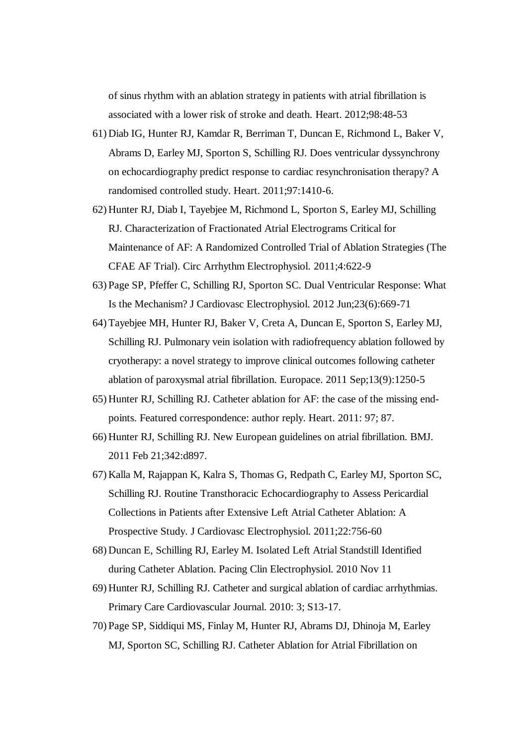of sinus rhythm with an ablation strategy in patients with atrial fibrillation is associated with a lower risk of stroke and death. Heart. 2012;98:48-53

61) Diab IG, Hunter RJ, Kamdar R, Berriman T, Duncan E, Richmond L, Baker V, Abrams D, Earley MJ, Sporton S, Schilling RJ. Does ventricular dyssynchrony on echocardiography predict response to cardiac resynchronisation therapy? A randomised controlled study. Heart. 2011;97:1410-6.
62) Hunter RJ, Diab I, Tayebjee M, Richmond L, Sporton S, Earley MJ, Schilling RJ. Characterization of Fractionated Atrial Electrograms Critical for Maintenance of AF: A Randomized Controlled Trial of Ablation Strategies (The CFAE AF Trial). Circ Arrhythm Electrophysiol. 2011;4:622-9
63) Page SP, Pfeffer C, Schilling RJ, Sporton SC. Dual Ventricular Response: What Is the Mechanism? J Cardiovasc Electrophysiol. 2012 Jun;23(6):669-71
64) Tayebjee MH, Hunter RJ, Baker V, Creta A, Duncan E, Sporton S, Earley MJ, Schilling RJ. Pulmonary vein isolation with radiofrequency ablation followed by cryotherapy: a novel strategy to improve clinical outcomes following catheter ablation of paroxysmal atrial fibrillation. Europace. 2011 Sep;13(9):1250-5
65) Hunter RJ, Schilling RJ. Catheter ablation for AF: the case of the missing end-points. Featured correspondence: author reply. Heart. 2011: 97; 87.
66) Hunter RJ, Schilling RJ. New European guidelines on atrial fibrillation. BMJ. 2011 Feb 21;342:d897.
67) Kalla M, Rajappan K, Kalra S, Thomas G, Redpath C, Earley MJ, Sporton SC, Schilling RJ. Routine Transthoracic Echocardiography to Assess Pericardial Collections in Patients after Extensive Left Atrial Catheter Ablation: A Prospective Study. J Cardiovasc Electrophysiol. 2011;22:756-60
68) Duncan E, Schilling RJ, Earley M. Isolated Left Atrial Standstill Identified during Catheter Ablation. Pacing Clin Electrophysiol. 2010 Nov 11
69) Hunter RJ, Schilling RJ. Catheter and surgical ablation of cardiac arrhythmias. Primary Care Cardiovascular Journal. 2010: 3; S13-17.
70) Page SP, Siddiqui MS, Finlay M, Hunter RJ, Abrams DJ, Dhinoja M, Earley MJ, Sporton SC, Schilling RJ. Catheter Ablation for Atrial Fibrillation on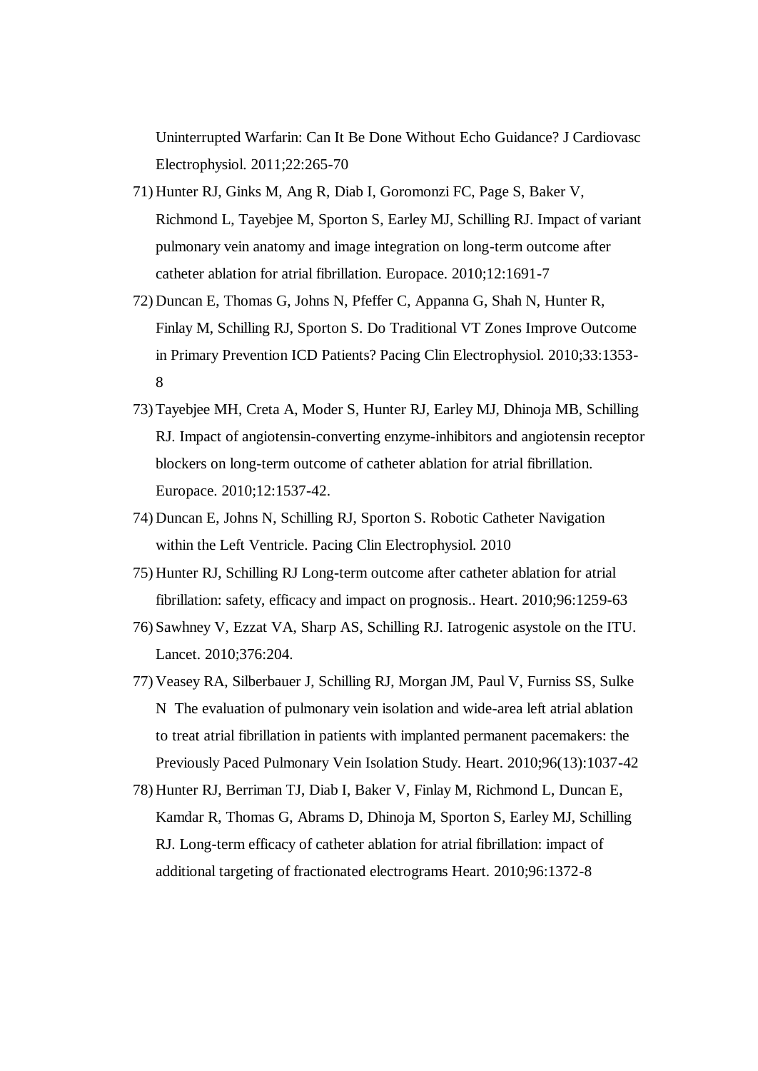Uninterrupted Warfarin: Can It Be Done Without Echo Guidance? J Cardiovasc Electrophysiol. 2011;22:265-70

71) Hunter RJ, Ginks M, Ang R, Diab I, Goromonzi FC, Page S, Baker V, Richmond L, Tayebjee M, Sporton S, Earley MJ, Schilling RJ. Impact of variant pulmonary vein anatomy and image integration on long-term outcome after catheter ablation for atrial fibrillation. Europace. 2010;12:1691-7
72) Duncan E, Thomas G, Johns N, Pfeffer C, Appanna G, Shah N, Hunter R, Finlay M, Schilling RJ, Sporton S. Do Traditional VT Zones Improve Outcome in Primary Prevention ICD Patients? Pacing Clin Electrophysiol. 2010;33:1353-8
73) Tayebjee MH, Creta A, Moder S, Hunter RJ, Earley MJ, Dhinoja MB, Schilling RJ. Impact of angiotensin-converting enzyme-inhibitors and angiotensin receptor blockers on long-term outcome of catheter ablation for atrial fibrillation. Europace. 2010;12:1537-42.
74) Duncan E, Johns N, Schilling RJ, Sporton S. Robotic Catheter Navigation within the Left Ventricle. Pacing Clin Electrophysiol. 2010
75) Hunter RJ, Schilling RJ Long-term outcome after catheter ablation for atrial fibrillation: safety, efficacy and impact on prognosis.. Heart. 2010;96:1259-63
76) Sawhney V, Ezzat VA, Sharp AS, Schilling RJ. Iatrogenic asystole on the ITU. Lancet. 2010;376:204.
77) Veasey RA, Silberbauer J, Schilling RJ, Morgan JM, Paul V, Furniss SS, Sulke N The evaluation of pulmonary vein isolation and wide-area left atrial ablation to treat atrial fibrillation in patients with implanted permanent pacemakers: the Previously Paced Pulmonary Vein Isolation Study. Heart. 2010;96(13):1037-42
78) Hunter RJ, Berriman TJ, Diab I, Baker V, Finlay M, Richmond L, Duncan E, Kamdar R, Thomas G, Abrams D, Dhinoja M, Sporton S, Earley MJ, Schilling RJ. Long-term efficacy of catheter ablation for atrial fibrillation: impact of additional targeting of fractionated electrograms Heart. 2010;96:1372-8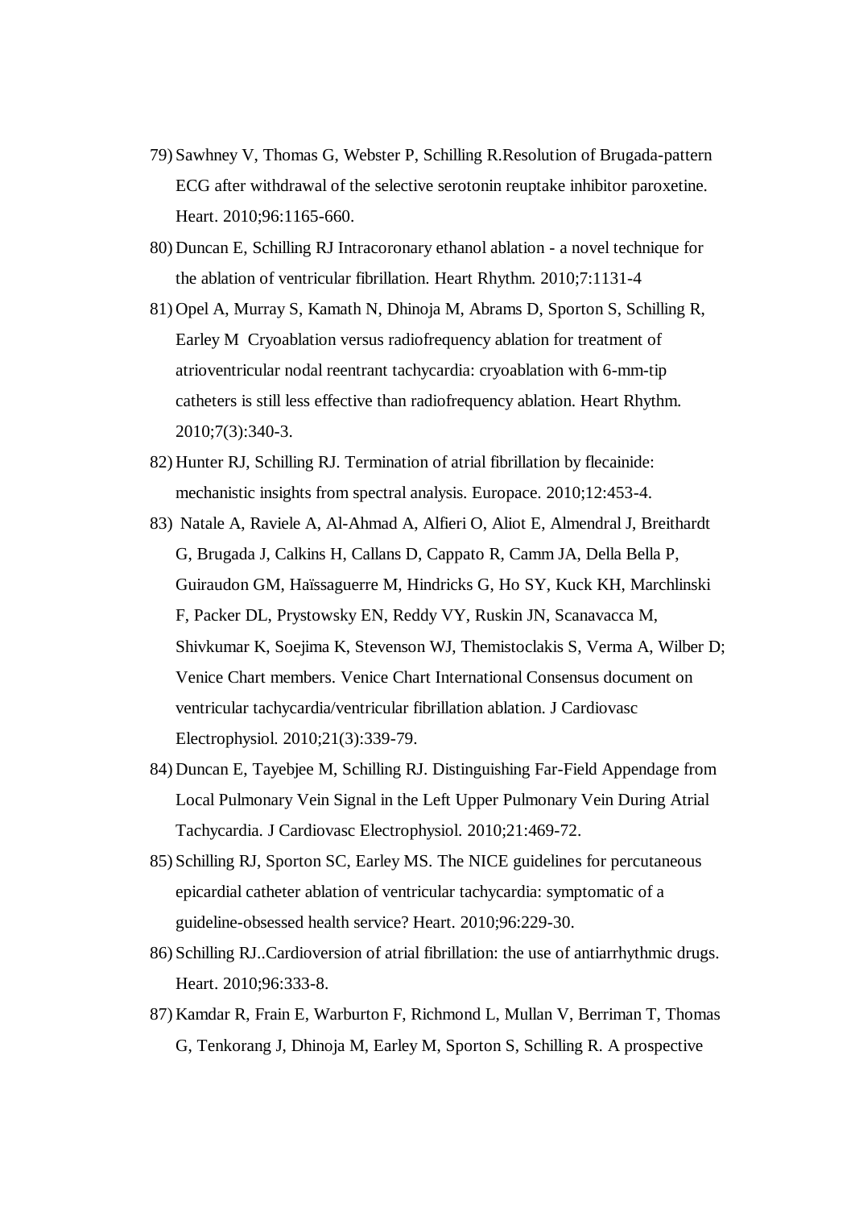79) Sawhney V, Thomas G, Webster P, Schilling R.Resolution of Brugada-pattern ECG after withdrawal of the selective serotonin reuptake inhibitor paroxetine. Heart. 2010;96:1165-660.

80) Duncan E, Schilling RJ Intracoronary ethanol ablation - a novel technique for the ablation of ventricular fibrillation. Heart Rhythm. 2010;7:1131-4

81) Opel A, Murray S, Kamath N, Dhinoja M, Abrams D, Sporton S, Schilling R, Earley M  Cryoablation versus radiofrequency ablation for treatment of atrioventricular nodal reentrant tachycardia: cryoablation with 6-mm-tip catheters is still less effective than radiofrequency ablation. Heart Rhythm. 2010;7(3):340-3.

82) Hunter RJ, Schilling RJ. Termination of atrial fibrillation by flecainide: mechanistic insights from spectral analysis. Europace. 2010;12:453-4.

83) Natale A, Raviele A, Al-Ahmad A, Alfieri O, Aliot E, Almendral J, Breithardt G, Brugada J, Calkins H, Callans D, Cappato R, Camm JA, Della Bella P, Guiraudon GM, Haïssaguerre M, Hindricks G, Ho SY, Kuck KH, Marchlinski F, Packer DL, Prystowsky EN, Reddy VY, Ruskin JN, Scanavacca M, Shivkumar K, Soejima K, Stevenson WJ, Themistoclakis S, Verma A, Wilber D; Venice Chart members. Venice Chart International Consensus document on ventricular tachycardia/ventricular fibrillation ablation. J Cardiovasc Electrophysiol. 2010;21(3):339-79.

84) Duncan E, Tayebjee M, Schilling RJ. Distinguishing Far-Field Appendage from Local Pulmonary Vein Signal in the Left Upper Pulmonary Vein During Atrial Tachycardia. J Cardiovasc Electrophysiol. 2010;21:469-72.

85) Schilling RJ, Sporton SC, Earley MS. The NICE guidelines for percutaneous epicardial catheter ablation of ventricular tachycardia: symptomatic of a guideline-obsessed health service? Heart. 2010;96:229-30.

86) Schilling RJ..Cardioversion of atrial fibrillation: the use of antiarrhythmic drugs. Heart. 2010;96:333-8.

87) Kamdar R, Frain E, Warburton F, Richmond L, Mullan V, Berriman T, Thomas G, Tenkorang J, Dhinoja M, Earley M, Sporton S, Schilling R. A prospective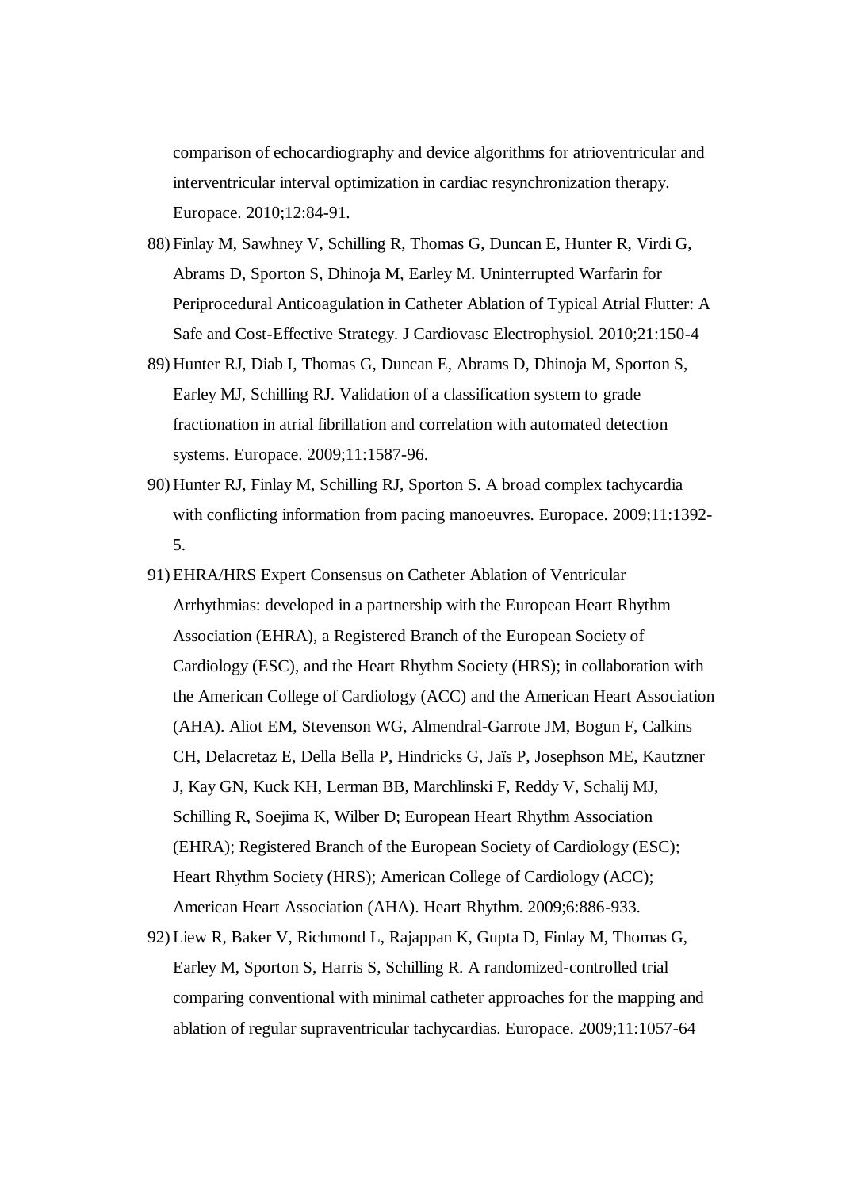comparison of echocardiography and device algorithms for atrioventricular and interventricular interval optimization in cardiac resynchronization therapy. Europace. 2010;12:84-91.

88) Finlay M, Sawhney V, Schilling R, Thomas G, Duncan E, Hunter R, Virdi G, Abrams D, Sporton S, Dhinoja M, Earley M. Uninterrupted Warfarin for Periprocedural Anticoagulation in Catheter Ablation of Typical Atrial Flutter: A Safe and Cost-Effective Strategy. J Cardiovasc Electrophysiol. 2010;21:150-4

89) Hunter RJ, Diab I, Thomas G, Duncan E, Abrams D, Dhinoja M, Sporton S, Earley MJ, Schilling RJ. Validation of a classification system to grade fractionation in atrial fibrillation and correlation with automated detection systems. Europace. 2009;11:1587-96.

90) Hunter RJ, Finlay M, Schilling RJ, Sporton S. A broad complex tachycardia with conflicting information from pacing manoeuvres. Europace. 2009;11:1392-5.

91) EHRA/HRS Expert Consensus on Catheter Ablation of Ventricular Arrhythmias: developed in a partnership with the European Heart Rhythm Association (EHRA), a Registered Branch of the European Society of Cardiology (ESC), and the Heart Rhythm Society (HRS); in collaboration with the American College of Cardiology (ACC) and the American Heart Association (AHA). Aliot EM, Stevenson WG, Almendral-Garrote JM, Bogun F, Calkins CH, Delacretaz E, Della Bella P, Hindricks G, Jaïs P, Josephson ME, Kautzner J, Kay GN, Kuck KH, Lerman BB, Marchlinski F, Reddy V, Schalij MJ, Schilling R, Soejima K, Wilber D; European Heart Rhythm Association (EHRA); Registered Branch of the European Society of Cardiology (ESC); Heart Rhythm Society (HRS); American College of Cardiology (ACC); American Heart Association (AHA). Heart Rhythm. 2009;6:886-933.

92) Liew R, Baker V, Richmond L, Rajappan K, Gupta D, Finlay M, Thomas G, Earley M, Sporton S, Harris S, Schilling R. A randomized-controlled trial comparing conventional with minimal catheter approaches for the mapping and ablation of regular supraventricular tachycardias. Europace. 2009;11:1057-64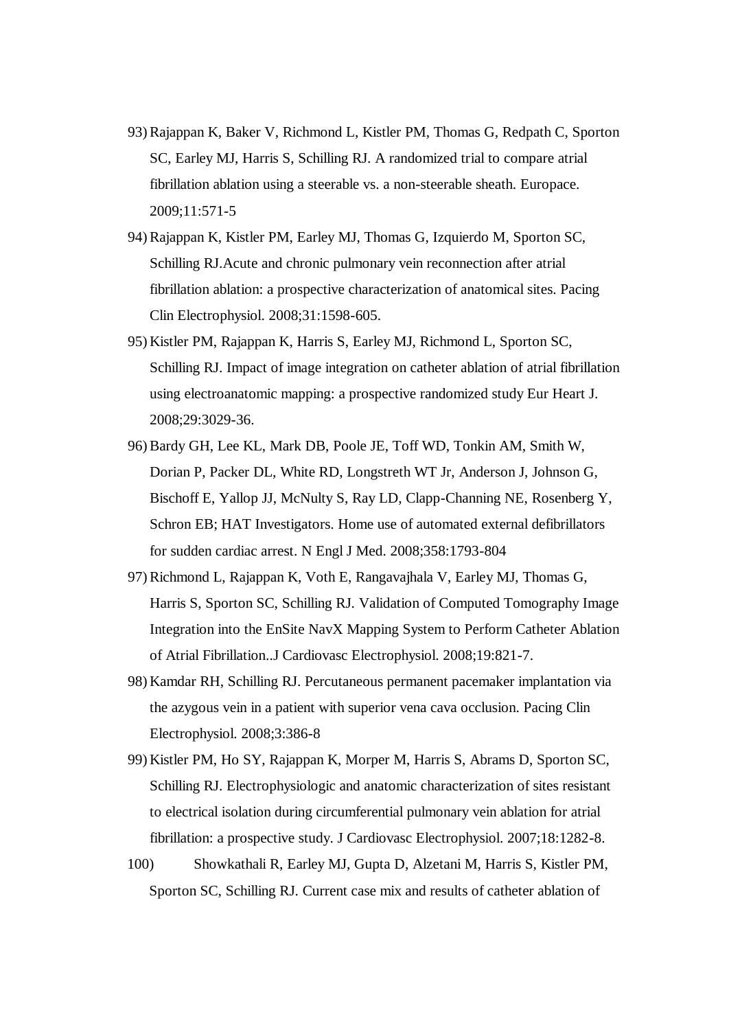93) Rajappan K, Baker V, Richmond L, Kistler PM, Thomas G, Redpath C, Sporton SC, Earley MJ, Harris S, Schilling RJ. A randomized trial to compare atrial fibrillation ablation using a steerable vs. a non-steerable sheath. Europace. 2009;11:571-5

94) Rajappan K, Kistler PM, Earley MJ, Thomas G, Izquierdo M, Sporton SC, Schilling RJ.Acute and chronic pulmonary vein reconnection after atrial fibrillation ablation: a prospective characterization of anatomical sites. Pacing Clin Electrophysiol. 2008;31:1598-605.

95) Kistler PM, Rajappan K, Harris S, Earley MJ, Richmond L, Sporton SC, Schilling RJ. Impact of image integration on catheter ablation of atrial fibrillation using electroanatomic mapping: a prospective randomized study Eur Heart J. 2008;29:3029-36.

96) Bardy GH, Lee KL, Mark DB, Poole JE, Toff WD, Tonkin AM, Smith W, Dorian P, Packer DL, White RD, Longstreth WT Jr, Anderson J, Johnson G, Bischoff E, Yallop JJ, McNulty S, Ray LD, Clapp-Channing NE, Rosenberg Y, Schron EB; HAT Investigators. Home use of automated external defibrillators for sudden cardiac arrest. N Engl J Med. 2008;358:1793-804

97) Richmond L, Rajappan K, Voth E, Rangavajhala V, Earley MJ, Thomas G, Harris S, Sporton SC, Schilling RJ. Validation of Computed Tomography Image Integration into the EnSite NavX Mapping System to Perform Catheter Ablation of Atrial Fibrillation..J Cardiovasc Electrophysiol. 2008;19:821-7.

98) Kamdar RH, Schilling RJ. Percutaneous permanent pacemaker implantation via the azygous vein in a patient with superior vena cava occlusion. Pacing Clin Electrophysiol. 2008;3:386-8

99) Kistler PM, Ho SY, Rajappan K, Morper M, Harris S, Abrams D, Sporton SC, Schilling RJ. Electrophysiologic and anatomic characterization of sites resistant to electrical isolation during circumferential pulmonary vein ablation for atrial fibrillation: a prospective study. J Cardiovasc Electrophysiol. 2007;18:1282-8.

100) Showkathali R, Earley MJ, Gupta D, Alzetani M, Harris S, Kistler PM, Sporton SC, Schilling RJ. Current case mix and results of catheter ablation of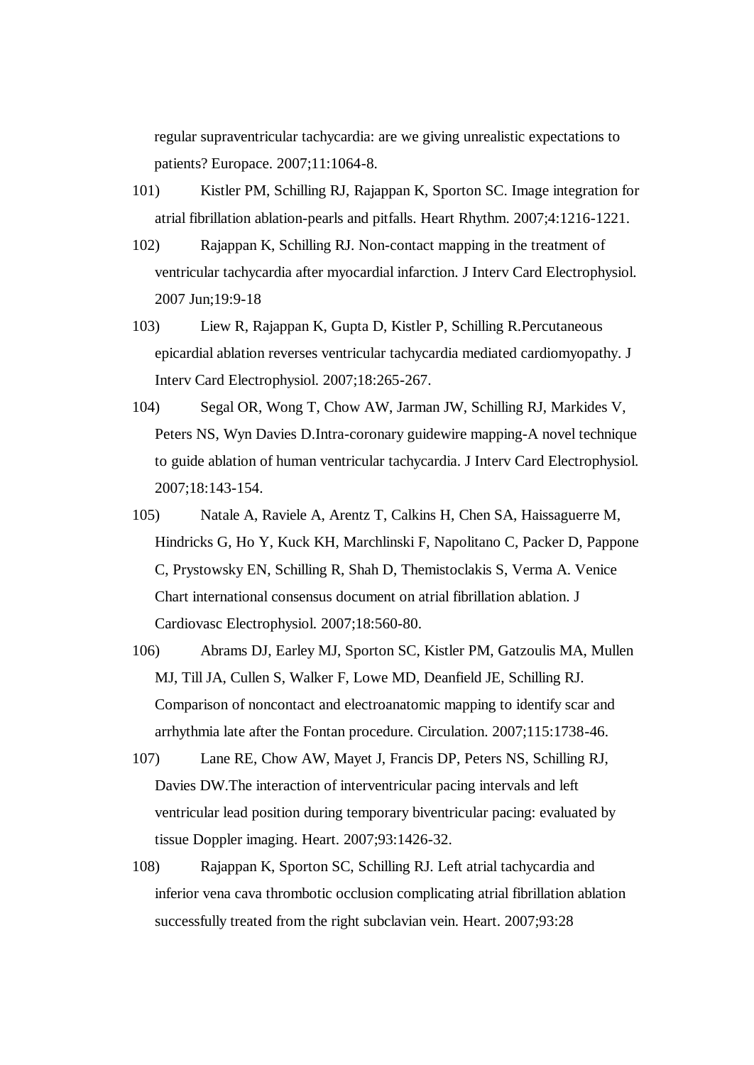regular supraventricular tachycardia: are we giving unrealistic expectations to patients? Europace. 2007;11:1064-8.

101) Kistler PM, Schilling RJ, Rajappan K, Sporton SC. Image integration for atrial fibrillation ablation-pearls and pitfalls. Heart Rhythm. 2007;4:1216-1221.

102) Rajappan K, Schilling RJ. Non-contact mapping in the treatment of ventricular tachycardia after myocardial infarction. J Interv Card Electrophysiol. 2007 Jun;19:9-18

103) Liew R, Rajappan K, Gupta D, Kistler P, Schilling R.Percutaneous epicardial ablation reverses ventricular tachycardia mediated cardiomyopathy. J Interv Card Electrophysiol. 2007;18:265-267.

104) Segal OR, Wong T, Chow AW, Jarman JW, Schilling RJ, Markides V, Peters NS, Wyn Davies D.Intra-coronary guidewire mapping-A novel technique to guide ablation of human ventricular tachycardia. J Interv Card Electrophysiol. 2007;18:143-154.

105) Natale A, Raviele A, Arentz T, Calkins H, Chen SA, Haissaguerre M, Hindricks G, Ho Y, Kuck KH, Marchlinski F, Napolitano C, Packer D, Pappone C, Prystowsky EN, Schilling R, Shah D, Themistoclakis S, Verma A. Venice Chart international consensus document on atrial fibrillation ablation. J Cardiovasc Electrophysiol. 2007;18:560-80.

106) Abrams DJ, Earley MJ, Sporton SC, Kistler PM, Gatzoulis MA, Mullen MJ, Till JA, Cullen S, Walker F, Lowe MD, Deanfield JE, Schilling RJ. Comparison of noncontact and electroanatomic mapping to identify scar and arrhythmia late after the Fontan procedure. Circulation. 2007;115:1738-46.

107) Lane RE, Chow AW, Mayet J, Francis DP, Peters NS, Schilling RJ, Davies DW.The interaction of interventricular pacing intervals and left ventricular lead position during temporary biventricular pacing: evaluated by tissue Doppler imaging. Heart. 2007;93:1426-32.

108) Rajappan K, Sporton SC, Schilling RJ. Left atrial tachycardia and inferior vena cava thrombotic occlusion complicating atrial fibrillation ablation successfully treated from the right subclavian vein. Heart. 2007;93:28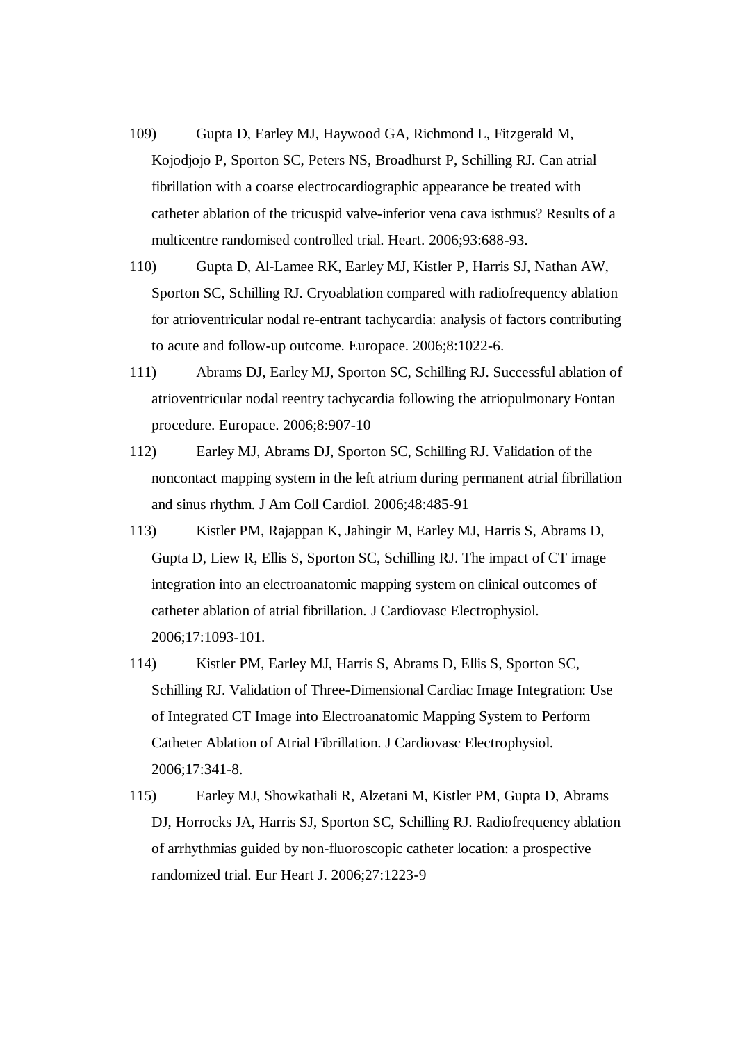109) Gupta D, Earley MJ, Haywood GA, Richmond L, Fitzgerald M, Kojodjojo P, Sporton SC, Peters NS, Broadhurst P, Schilling RJ. Can atrial fibrillation with a coarse electrocardiographic appearance be treated with catheter ablation of the tricuspid valve-inferior vena cava isthmus? Results of a multicentre randomised controlled trial. Heart. 2006;93:688-93.

110) Gupta D, Al-Lamee RK, Earley MJ, Kistler P, Harris SJ, Nathan AW, Sporton SC, Schilling RJ. Cryoablation compared with radiofrequency ablation for atrioventricular nodal re-entrant tachycardia: analysis of factors contributing to acute and follow-up outcome. Europace. 2006;8:1022-6.

111) Abrams DJ, Earley MJ, Sporton SC, Schilling RJ. Successful ablation of atrioventricular nodal reentry tachycardia following the atriopulmonary Fontan procedure. Europace. 2006;8:907-10

112) Earley MJ, Abrams DJ, Sporton SC, Schilling RJ. Validation of the noncontact mapping system in the left atrium during permanent atrial fibrillation and sinus rhythm. J Am Coll Cardiol. 2006;48:485-91

113) Kistler PM, Rajappan K, Jahingir M, Earley MJ, Harris S, Abrams D, Gupta D, Liew R, Ellis S, Sporton SC, Schilling RJ. The impact of CT image integration into an electroanatomic mapping system on clinical outcomes of catheter ablation of atrial fibrillation. J Cardiovasc Electrophysiol. 2006;17:1093-101.

114) Kistler PM, Earley MJ, Harris S, Abrams D, Ellis S, Sporton SC, Schilling RJ. Validation of Three-Dimensional Cardiac Image Integration: Use of Integrated CT Image into Electroanatomic Mapping System to Perform Catheter Ablation of Atrial Fibrillation. J Cardiovasc Electrophysiol. 2006;17:341-8.

115) Earley MJ, Showkathali R, Alzetani M, Kistler PM, Gupta D, Abrams DJ, Horrocks JA, Harris SJ, Sporton SC, Schilling RJ. Radiofrequency ablation of arrhythmias guided by non-fluoroscopic catheter location: a prospective randomized trial. Eur Heart J. 2006;27:1223-9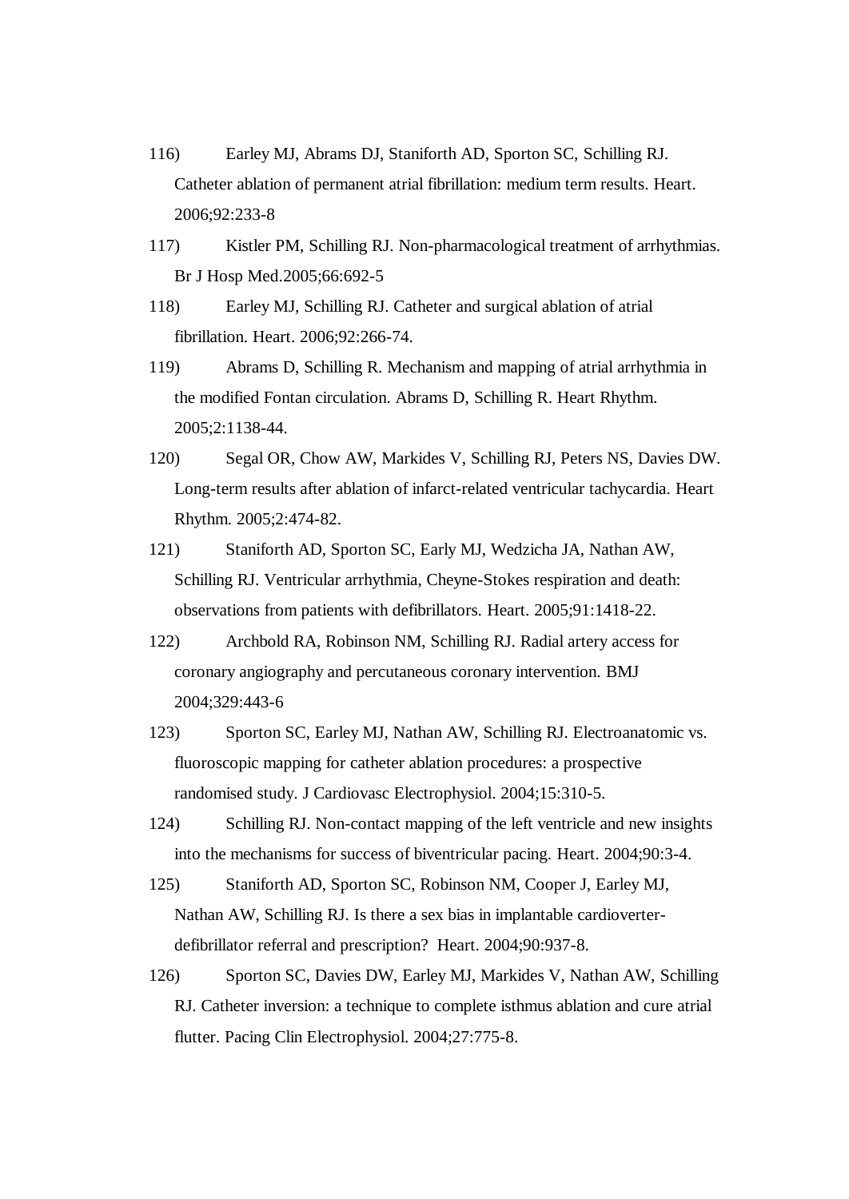116) Earley MJ, Abrams DJ, Staniforth AD, Sporton SC, Schilling RJ. Catheter ablation of permanent atrial fibrillation: medium term results. Heart. 2006;92:233-8

117) Kistler PM, Schilling RJ. Non-pharmacological treatment of arrhythmias. Br J Hosp Med.2005;66:692-5

118) Earley MJ, Schilling RJ. Catheter and surgical ablation of atrial fibrillation. Heart. 2006;92:266-74.

119) Abrams D, Schilling R. Mechanism and mapping of atrial arrhythmia in the modified Fontan circulation. Abrams D, Schilling R. Heart Rhythm. 2005;2:1138-44.

120) Segal OR, Chow AW, Markides V, Schilling RJ, Peters NS, Davies DW. Long-term results after ablation of infarct-related ventricular tachycardia. Heart Rhythm. 2005;2:474-82.

121) Staniforth AD, Sporton SC, Early MJ, Wedzicha JA, Nathan AW, Schilling RJ. Ventricular arrhythmia, Cheyne-Stokes respiration and death: observations from patients with defibrillators. Heart. 2005;91:1418-22.

122) Archbold RA, Robinson NM, Schilling RJ. Radial artery access for coronary angiography and percutaneous coronary intervention. BMJ 2004;329:443-6

123) Sporton SC, Earley MJ, Nathan AW, Schilling RJ. Electroanatomic vs. fluoroscopic mapping for catheter ablation procedures: a prospective randomised study. J Cardiovasc Electrophysiol. 2004;15:310-5.

124) Schilling RJ. Non-contact mapping of the left ventricle and new insights into the mechanisms for success of biventricular pacing. Heart. 2004;90:3-4.

125) Staniforth AD, Sporton SC, Robinson NM, Cooper J, Earley MJ, Nathan AW, Schilling RJ. Is there a sex bias in implantable cardioverter-defibrillator referral and prescription? Heart. 2004;90:937-8.

126) Sporton SC, Davies DW, Earley MJ, Markides V, Nathan AW, Schilling RJ. Catheter inversion: a technique to complete isthmus ablation and cure atrial flutter. Pacing Clin Electrophysiol. 2004;27:775-8.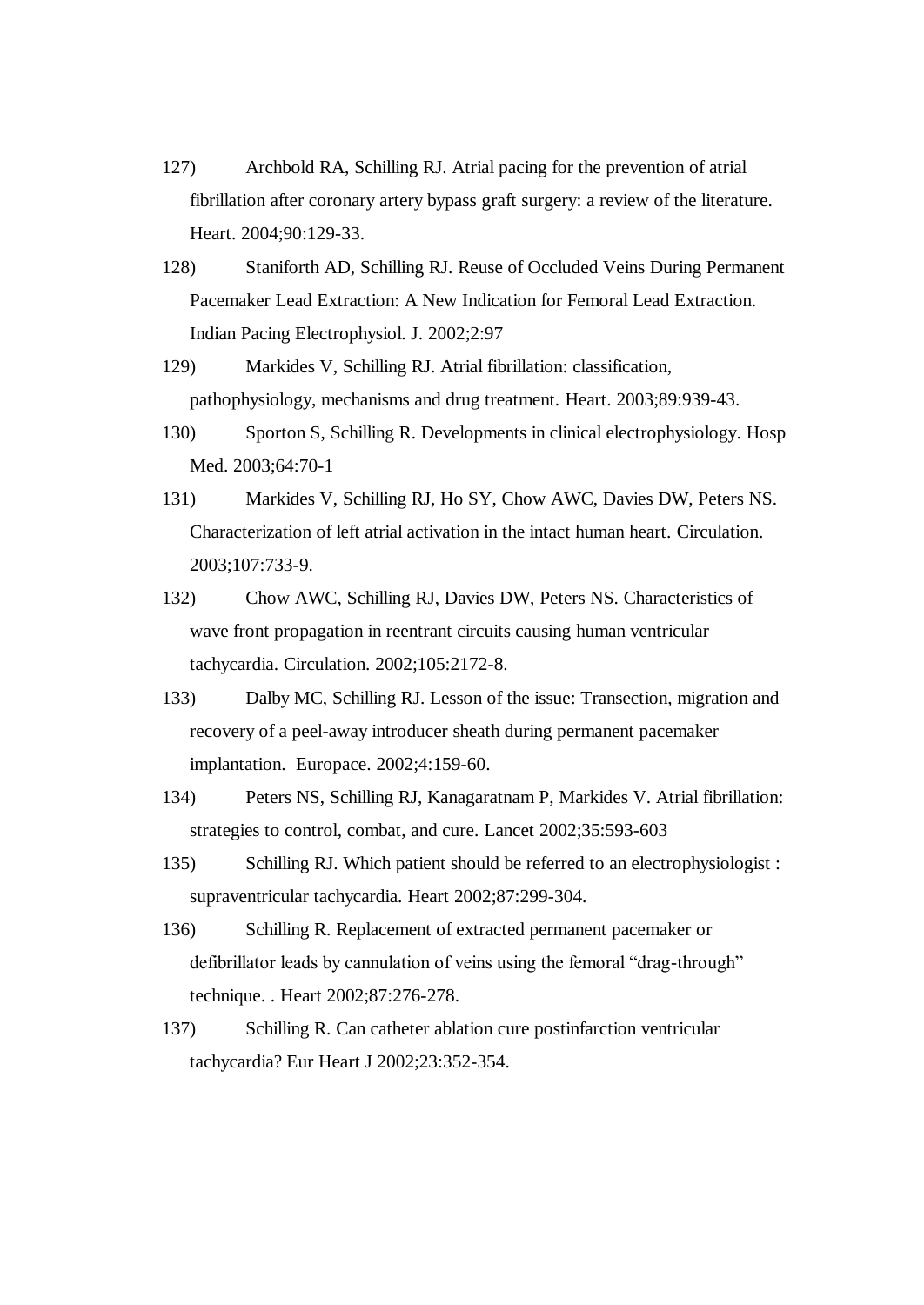127) Archbold RA, Schilling RJ. Atrial pacing for the prevention of atrial fibrillation after coronary artery bypass graft surgery: a review of the literature. Heart. 2004;90:129-33.

128) Staniforth AD, Schilling RJ. Reuse of Occluded Veins During Permanent Pacemaker Lead Extraction: A New Indication for Femoral Lead Extraction. Indian Pacing Electrophysiol. J. 2002;2:97

129) Markides V, Schilling RJ. Atrial fibrillation: classification, pathophysiology, mechanisms and drug treatment. Heart. 2003;89:939-43.

130) Sporton S, Schilling R. Developments in clinical electrophysiology. Hosp Med. 2003;64:70-1

131) Markides V, Schilling RJ, Ho SY, Chow AWC, Davies DW, Peters NS. Characterization of left atrial activation in the intact human heart. Circulation. 2003;107:733-9.

132) Chow AWC, Schilling RJ, Davies DW, Peters NS. Characteristics of wave front propagation in reentrant circuits causing human ventricular tachycardia. Circulation. 2002;105:2172-8.

133) Dalby MC, Schilling RJ. Lesson of the issue: Transection, migration and recovery of a peel-away introducer sheath during permanent pacemaker implantation. Europace. 2002;4:159-60.

134) Peters NS, Schilling RJ, Kanagaratnam P, Markides V. Atrial fibrillation: strategies to control, combat, and cure. Lancet 2002;35:593-603

135) Schilling RJ. Which patient should be referred to an electrophysiologist : supraventricular tachycardia. Heart 2002;87:299-304.

136) Schilling R. Replacement of extracted permanent pacemaker or defibrillator leads by cannulation of veins using the femoral "drag-through" technique. . Heart 2002;87:276-278.

137) Schilling R. Can catheter ablation cure postinfarction ventricular tachycardia? Eur Heart J 2002;23:352-354.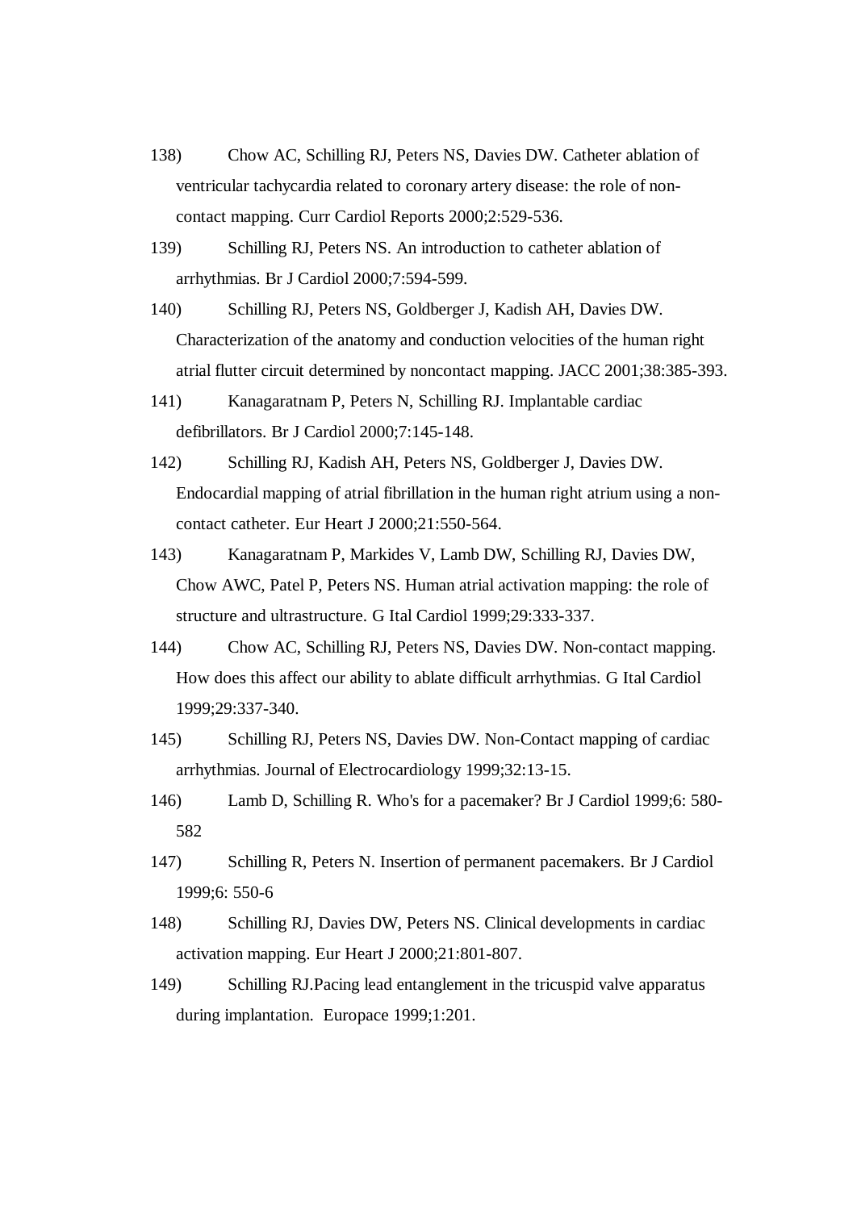138) Chow AC, Schilling RJ, Peters NS, Davies DW. Catheter ablation of ventricular tachycardia related to coronary artery disease: the role of non-contact mapping. Curr Cardiol Reports 2000;2:529-536.

139) Schilling RJ, Peters NS. An introduction to catheter ablation of arrhythmias. Br J Cardiol 2000;7:594-599.

140) Schilling RJ, Peters NS, Goldberger J, Kadish AH, Davies DW. Characterization of the anatomy and conduction velocities of the human right atrial flutter circuit determined by noncontact mapping. JACC 2001;38:385-393.

141) Kanagaratnam P, Peters N, Schilling RJ. Implantable cardiac defibrillators. Br J Cardiol 2000;7:145-148.

142) Schilling RJ, Kadish AH, Peters NS, Goldberger J, Davies DW. Endocardial mapping of atrial fibrillation in the human right atrium using a non-contact catheter. Eur Heart J 2000;21:550-564.

143) Kanagaratnam P, Markides V, Lamb DW, Schilling RJ, Davies DW, Chow AWC, Patel P, Peters NS. Human atrial activation mapping: the role of structure and ultrastructure. G Ital Cardiol 1999;29:333-337.

144) Chow AC, Schilling RJ, Peters NS, Davies DW. Non-contact mapping. How does this affect our ability to ablate difficult arrhythmias. G Ital Cardiol 1999;29:337-340.

145) Schilling RJ, Peters NS, Davies DW. Non-Contact mapping of cardiac arrhythmias. Journal of Electrocardiology 1999;32:13-15.

146) Lamb D, Schilling R. Who's for a pacemaker? Br J Cardiol 1999;6: 580-582

147) Schilling R, Peters N. Insertion of permanent pacemakers. Br J Cardiol 1999;6: 550-6

148) Schilling RJ, Davies DW, Peters NS. Clinical developments in cardiac activation mapping. Eur Heart J 2000;21:801-807.

149) Schilling RJ.Pacing lead entanglement in the tricuspid valve apparatus during implantation. Europace 1999;1:201.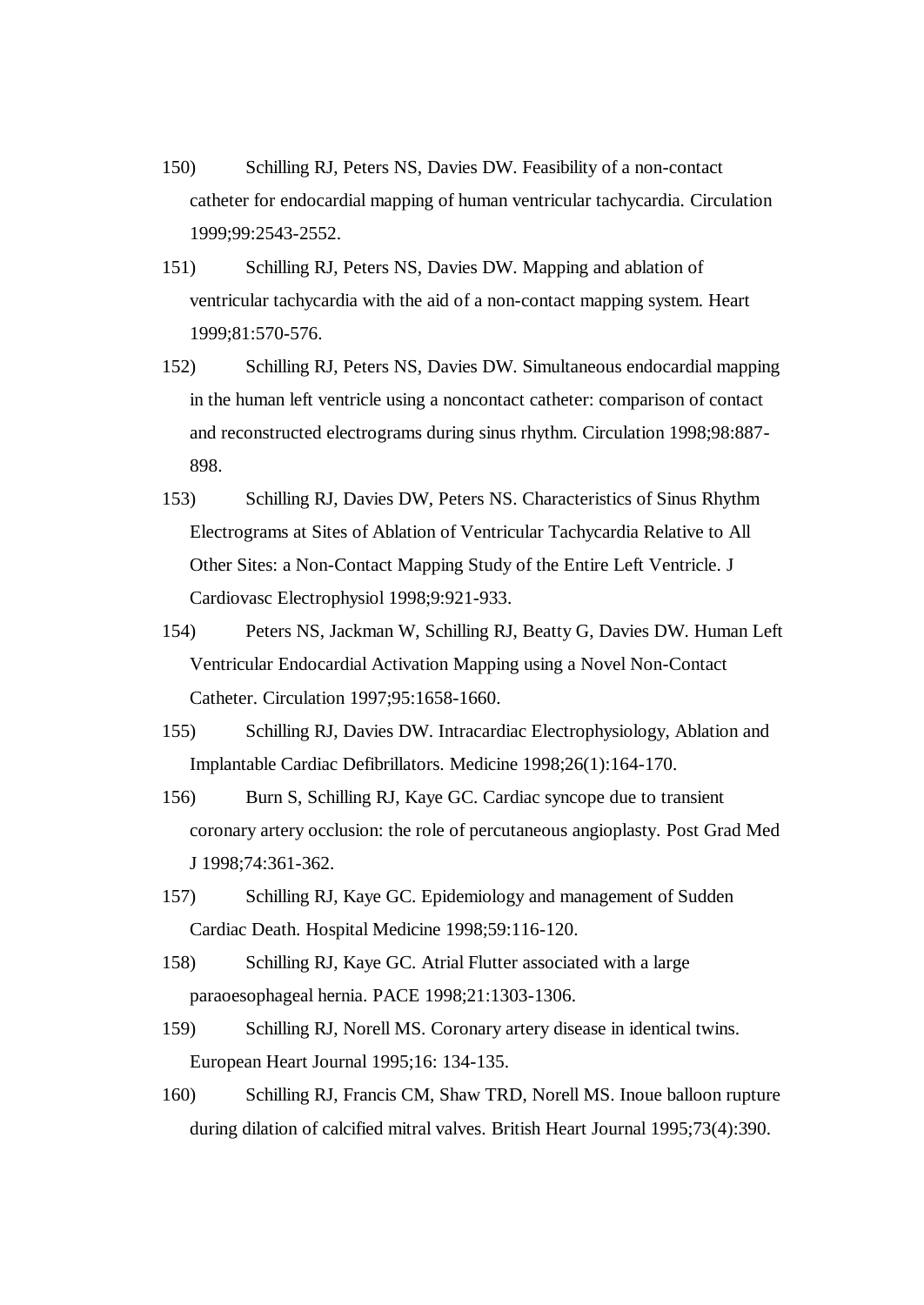150) Schilling RJ, Peters NS, Davies DW. Feasibility of a non-contact catheter for endocardial mapping of human ventricular tachycardia. Circulation 1999;99:2543-2552.

151) Schilling RJ, Peters NS, Davies DW. Mapping and ablation of ventricular tachycardia with the aid of a non-contact mapping system. Heart 1999;81:570-576.

152) Schilling RJ, Peters NS, Davies DW. Simultaneous endocardial mapping in the human left ventricle using a noncontact catheter: comparison of contact and reconstructed electrograms during sinus rhythm. Circulation 1998;98:887-898.

153) Schilling RJ, Davies DW, Peters NS. Characteristics of Sinus Rhythm Electrograms at Sites of Ablation of Ventricular Tachycardia Relative to All Other Sites: a Non-Contact Mapping Study of the Entire Left Ventricle. J Cardiovasc Electrophysiol 1998;9:921-933.

154) Peters NS, Jackman W, Schilling RJ, Beatty G, Davies DW. Human Left Ventricular Endocardial Activation Mapping using a Novel Non-Contact Catheter. Circulation 1997;95:1658-1660.

155) Schilling RJ, Davies DW. Intracardiac Electrophysiology, Ablation and Implantable Cardiac Defibrillators. Medicine 1998;26(1):164-170.

156) Burn S, Schilling RJ, Kaye GC. Cardiac syncope due to transient coronary artery occlusion: the role of percutaneous angioplasty. Post Grad Med J 1998;74:361-362.

157) Schilling RJ, Kaye GC. Epidemiology and management of Sudden Cardiac Death. Hospital Medicine 1998;59:116-120.

158) Schilling RJ, Kaye GC. Atrial Flutter associated with a large paraoesophageal hernia. PACE 1998;21:1303-1306.

159) Schilling RJ, Norell MS. Coronary artery disease in identical twins. European Heart Journal 1995;16: 134-135.

160) Schilling RJ, Francis CM, Shaw TRD, Norell MS. Inoue balloon rupture during dilation of calcified mitral valves. British Heart Journal 1995;73(4):390.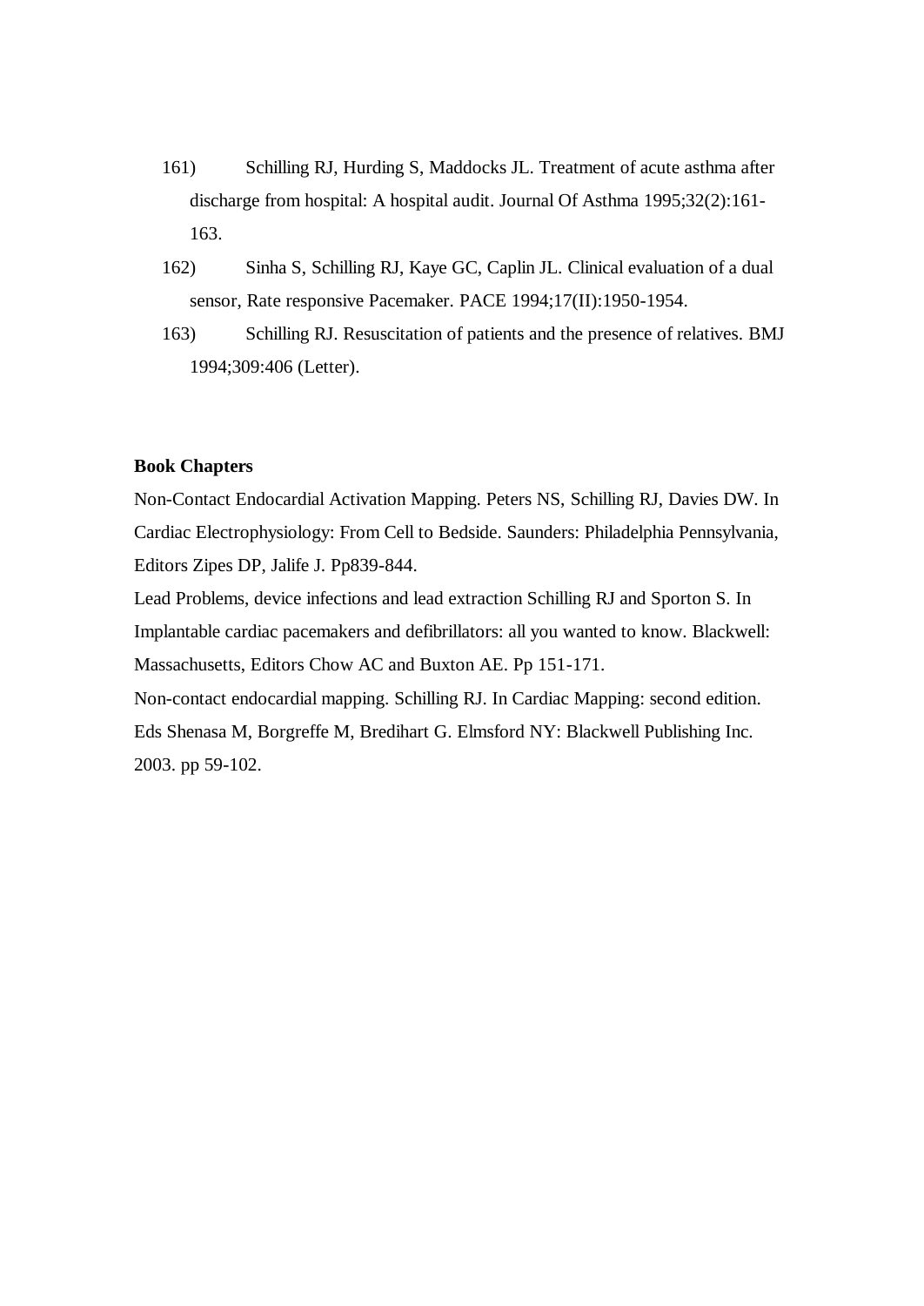161) Schilling RJ, Hurding S, Maddocks JL. Treatment of acute asthma after discharge from hospital: A hospital audit. Journal Of Asthma 1995;32(2):161-163.

162) Sinha S, Schilling RJ, Kaye GC, Caplin JL. Clinical evaluation of a dual sensor, Rate responsive Pacemaker. PACE 1994;17(II):1950-1954.

163) Schilling RJ. Resuscitation of patients and the presence of relatives. BMJ 1994;309:406 (Letter).

**Book Chapters**

Non-Contact Endocardial Activation Mapping. Peters NS, Schilling RJ, Davies DW. In Cardiac Electrophysiology: From Cell to Bedside. Saunders: Philadelphia Pennsylvania, Editors Zipes DP, Jalife J. Pp839-844.

Lead Problems, device infections and lead extraction Schilling RJ and Sporton S. In Implantable cardiac pacemakers and defibrillators: all you wanted to know. Blackwell: Massachusetts, Editors Chow AC and Buxton AE. Pp 151-171.

Non-contact endocardial mapping. Schilling RJ. In Cardiac Mapping: second edition. Eds Shenasa M, Borgreffe M, Bredihart G. Elmsford NY: Blackwell Publishing Inc. 2003. pp 59-102.